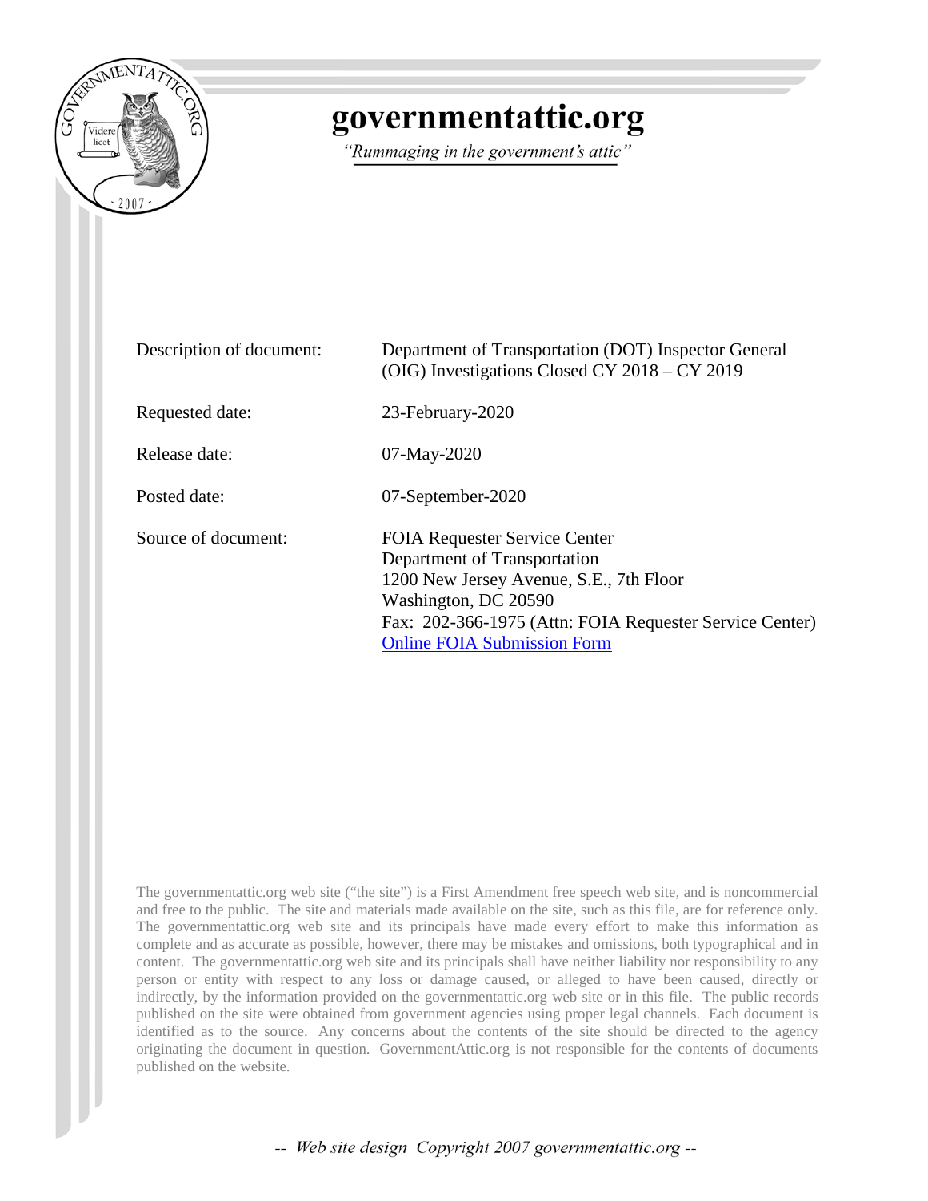# governmentattic.org

*"Rummaging in the government's attic"*

| | |
|---|---|
| Description of document: | Department of Transportation (DOT) Inspector General (OIG) Investigations Closed CY 2018 – CY 2019 |
| Requested date: | 23-February-2020 |
| Release date: | 07-May-2020 |
| Posted date: | 07-September-2020 |
| Source of document: | FOIA Requester Service Center<br>Department of Transportation<br>1200 New Jersey Avenue, S.E., 7th Floor<br>Washington, DC 20590<br>Fax: 202-366-1975 (Attn: FOIA Requester Service Center)<br>Online FOIA Submission Form |

The governmentattic.org web site ("the site") is a First Amendment free speech web site, and is noncommercial and free to the public. The site and materials made available on the site, such as this file, are for reference only. The governmentattic.org web site and its principals have made every effort to make this information as complete and as accurate as possible, however, there may be mistakes and omissions, both typographical and in content. The governmentattic.org web site and its principals shall have neither liability nor responsibility to any person or entity with respect to any loss or damage caused, or alleged to have been caused, directly or indirectly, by the information provided on the governmentattic.org web site or in this file. The public records published on the site were obtained from government agencies using proper legal channels. Each document is identified as to the source. Any concerns about the contents of the site should be directed to the agency originating the document in question. GovernmentAttic.org is not responsible for the contents of documents published on the website.

*-- Web site design Copyright 2007 governmentattic.org --*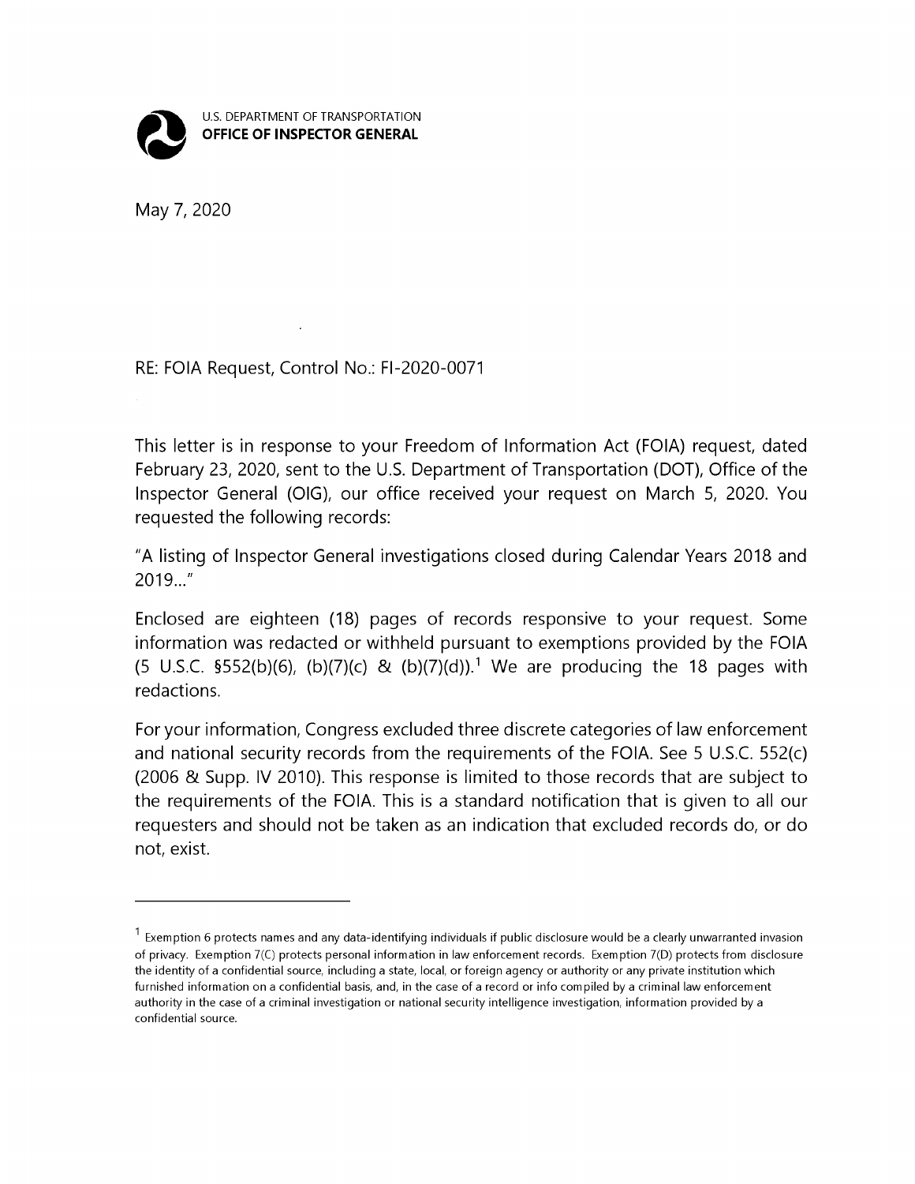U.S. DEPARTMENT OF TRANSPORTATION
**OFFICE OF INSPECTOR GENERAL**

May 7, 2020

RE: FOIA Request, Control No.: FI-2020-0071

This letter is in response to your Freedom of Information Act (FOIA) request, dated February 23, 2020, sent to the U.S. Department of Transportation (DOT), Office of the Inspector General (OIG), our office received your request on March 5, 2020. You requested the following records:

"A listing of Inspector General investigations closed during Calendar Years 2018 and 2019..."

Enclosed are eighteen (18) pages of records responsive to your request. Some information was redacted or withheld pursuant to exemptions provided by the FOIA (5 U.S.C. §552(b)(6), (b)(7)(c) & (b)(7)(d)).[1] We are producing the 18 pages with redactions.

For your information, Congress excluded three discrete categories of law enforcement and national security records from the requirements of the FOIA. See 5 U.S.C. 552(c) (2006 & Supp. IV 2010). This response is limited to those records that are subject to the requirements of the FOIA. This is a standard notification that is given to all our requesters and should not be taken as an indication that excluded records do, or do not, exist.

---

[1] Exemption 6 protects names and any data-identifying individuals if public disclosure would be a clearly unwarranted invasion of privacy. Exemption 7(C) protects personal information in law enforcement records. Exemption 7(D) protects from disclosure the identity of a confidential source, including a state, local, or foreign agency or authority or any private institution which furnished information on a confidential basis, and, in the case of a record or info compiled by a criminal law enforcement authority in the case of a criminal investigation or national security intelligence investigation, information provided by a confidential source.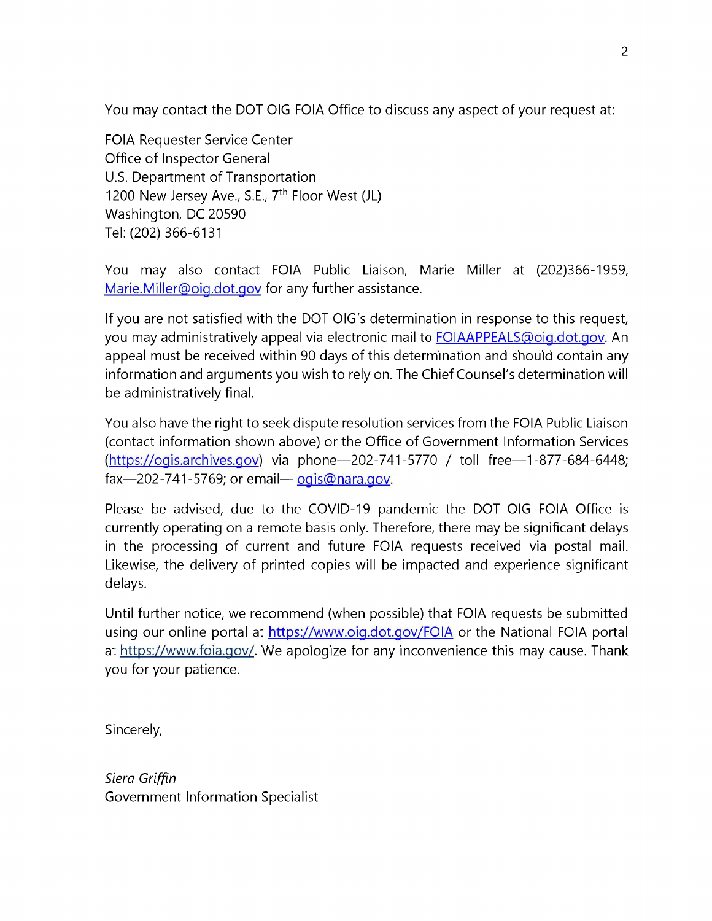You may contact the DOT OIG FOIA Office to discuss any aspect of your request at:

FOIA Requester Service Center
Office of Inspector General
U.S. Department of Transportation
1200 New Jersey Ave., S.E., 7th Floor West (JL)
Washington, DC 20590
Tel: (202) 366-6131

You may also contact FOIA Public Liaison, Marie Miller at (202)366-1959, Marie.Miller@oig.dot.gov for any further assistance.

If you are not satisfied with the DOT OIG's determination in response to this request, you may administratively appeal via electronic mail to FOIAAPPEALS@oig.dot.gov. An appeal must be received within 90 days of this determination and should contain any information and arguments you wish to rely on. The Chief Counsel's determination will be administratively final.

You also have the right to seek dispute resolution services from the FOIA Public Liaison (contact information shown above) or the Office of Government Information Services (https://ogis.archives.gov) via phone—202-741-5770 / toll free—1-877-684-6448; fax—202-741-5769; or email— ogis@nara.gov.

Please be advised, due to the COVID-19 pandemic the DOT OIG FOIA Office is currently operating on a remote basis only. Therefore, there may be significant delays in the processing of current and future FOIA requests received via postal mail. Likewise, the delivery of printed copies will be impacted and experience significant delays.

Until further notice, we recommend (when possible) that FOIA requests be submitted using our online portal at https://www.oig.dot.gov/FOIA or the National FOIA portal at https://www.foia.gov/. We apologize for any inconvenience this may cause. Thank you for your patience.

Sincerely,

*Siera Griffin*
Government Information Specialist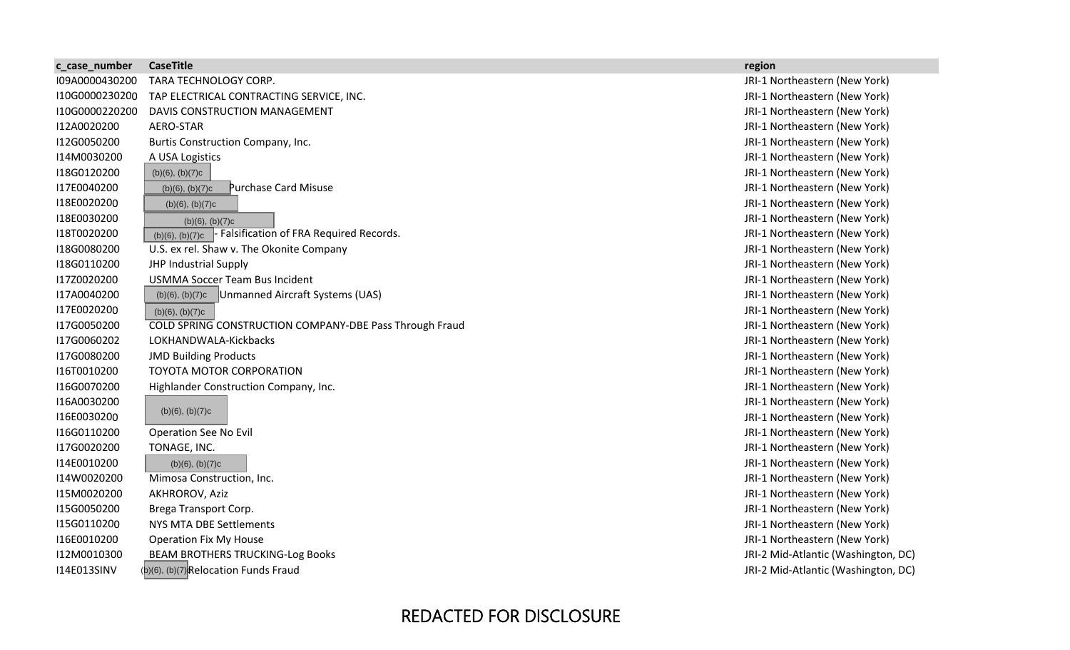| c_case_number | CaseTitle | region |
|---|---|---|
| I09A0000430200 | TARA TECHNOLOGY CORP. | JRI-1 Northeastern (New York) |
| I10G0000230200 | TAP ELECTRICAL CONTRACTING SERVICE, INC. | JRI-1 Northeastern (New York) |
| I10G0000220200 | DAVIS CONSTRUCTION MANAGEMENT | JRI-1 Northeastern (New York) |
| I12A0020200 | AERO-STAR | JRI-1 Northeastern (New York) |
| I12G0050200 | Burtis Construction Company, Inc. | JRI-1 Northeastern (New York) |
| I14M0030200 | A USA Logistics | JRI-1 Northeastern (New York) |
| I18G0120200 | (b)(6), (b)(7)c | JRI-1 Northeastern (New York) |
| I17E0040200 | (b)(6), (b)(7)c Purchase Card Misuse | JRI-1 Northeastern (New York) |
| I18E0020200 | (b)(6), (b)(7)c | JRI-1 Northeastern (New York) |
| I18E0030200 | (b)(6), (b)(7)c | JRI-1 Northeastern (New York) |
| I18T0020200 | (b)(6), (b)(7)c - Falsification of FRA Required Records. | JRI-1 Northeastern (New York) |
| I18G0080200 | U.S. ex rel. Shaw v. The Okonite Company | JRI-1 Northeastern (New York) |
| I18G0110200 | JHP Industrial Supply | JRI-1 Northeastern (New York) |
| I17Z0020200 | USMMA Soccer Team Bus Incident | JRI-1 Northeastern (New York) |
| I17A0040200 | (b)(6), (b)(7)c Unmanned Aircraft Systems (UAS) | JRI-1 Northeastern (New York) |
| I17E0020200 | (b)(6), (b)(7)c | JRI-1 Northeastern (New York) |
| I17G0050200 | COLD SPRING CONSTRUCTION COMPANY-DBE Pass Through Fraud | JRI-1 Northeastern (New York) |
| I17G0060202 | LOKHANDWALA-Kickbacks | JRI-1 Northeastern (New York) |
| I17G0080200 | JMD Building Products | JRI-1 Northeastern (New York) |
| I16T0010200 | TOYOTA MOTOR CORPORATION | JRI-1 Northeastern (New York) |
| I16G0070200 | Highlander Construction Company, Inc. | JRI-1 Northeastern (New York) |
| I16A0030200 | (b)(6), (b)(7)c | JRI-1 Northeastern (New York) |
| I16E0030200 | (b)(6), (b)(7)c | JRI-1 Northeastern (New York) |
| I16G0110200 | Operation See No Evil | JRI-1 Northeastern (New York) |
| I17G0020200 | TONAGE, INC. | JRI-1 Northeastern (New York) |
| I14E0010200 | (b)(6), (b)(7)c | JRI-1 Northeastern (New York) |
| I14W0020200 | Mimosa Construction, Inc. | JRI-1 Northeastern (New York) |
| I15M0020200 | AKHROROV, Aziz | JRI-1 Northeastern (New York) |
| I15G0050200 | Brega Transport Corp. | JRI-1 Northeastern (New York) |
| I15G0110200 | NYS MTA DBE Settlements | JRI-1 Northeastern (New York) |
| I16E0010200 | Operation Fix My House | JRI-1 Northeastern (New York) |
| I12M0010300 | BEAM BROTHERS TRUCKING-Log Books | JRI-2 Mid-Atlantic (Washington, DC) |
| I14E013SINV | (b)(6), (b)(7)c Relocation Funds Fraud | JRI-2 Mid-Atlantic (Washington, DC) |

REDACTED FOR DISCLOSURE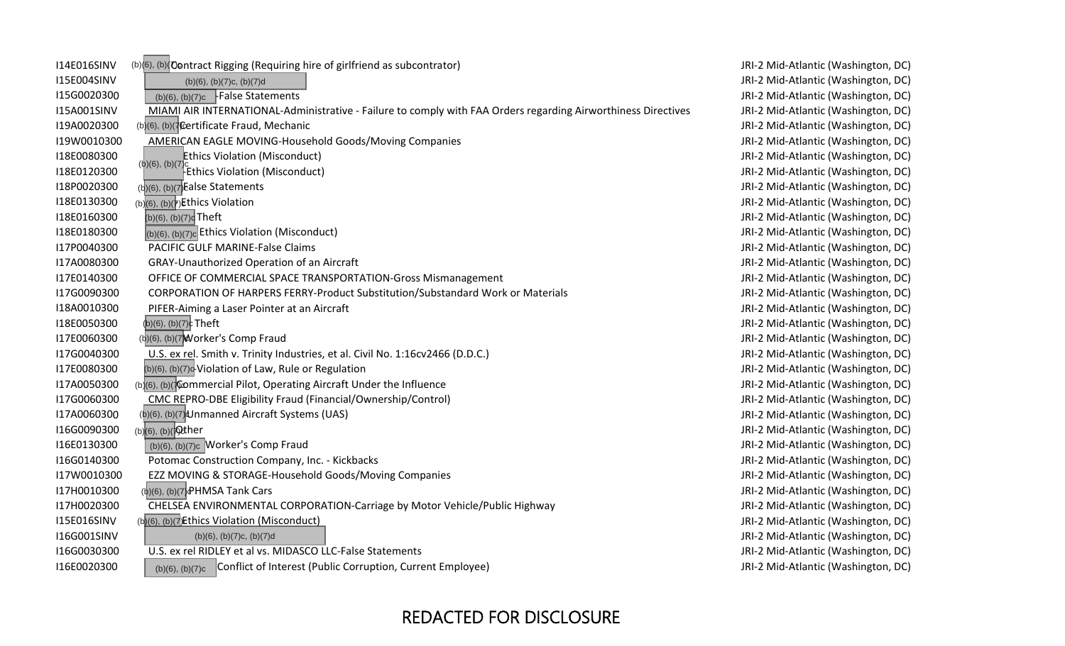| | | |
|---|---|---|
| I14E016SINV | (b)(6), (b)(7)c Contract Rigging (Requiring hire of girlfriend as subcontrator) | JRI-2 Mid-Atlantic (Washington, DC) |
| I15E004SINV | (b)(6), (b)(7)c, (b)(7)d | JRI-2 Mid-Atlantic (Washington, DC) |
| I15G0020300 | (b)(6), (b)(7)c -False Statements | JRI-2 Mid-Atlantic (Washington, DC) |
| I15A001SINV | MIAMI AIR INTERNATIONAL-Administrative - Failure to comply with FAA Orders regarding Airworthiness Directives | JRI-2 Mid-Atlantic (Washington, DC) |
| I19A0020300 | (b)(6), (b)(7)c Certificate Fraud, Mechanic | JRI-2 Mid-Atlantic (Washington, DC) |
| I19W0010300 | AMERICAN EAGLE MOVING-Household Goods/Moving Companies | JRI-2 Mid-Atlantic (Washington, DC) |
| I18E0080300 | (b)(6), (b)(7)c Ethics Violation (Misconduct) | JRI-2 Mid-Atlantic (Washington, DC) |
| I18E0120300 | (b)(6), (b)(7)c -Ethics Violation (Misconduct) | JRI-2 Mid-Atlantic (Washington, DC) |
| I18P0020300 | (b)(6), (b)(7)c False Statements | JRI-2 Mid-Atlantic (Washington, DC) |
| I18E0130300 | (b)(6), (b)(7)c Ethics Violation | JRI-2 Mid-Atlantic (Washington, DC) |
| I18E0160300 | (b)(6), (b)(7)c Theft | JRI-2 Mid-Atlantic (Washington, DC) |
| I18E0180300 | (b)(6), (b)(7)c Ethics Violation (Misconduct) | JRI-2 Mid-Atlantic (Washington, DC) |
| I17P0040300 | PACIFIC GULF MARINE-False Claims | JRI-2 Mid-Atlantic (Washington, DC) |
| I17A0080300 | GRAY-Unauthorized Operation of an Aircraft | JRI-2 Mid-Atlantic (Washington, DC) |
| I17E0140300 | OFFICE OF COMMERCIAL SPACE TRANSPORTATION-Gross Mismanagement | JRI-2 Mid-Atlantic (Washington, DC) |
| I17G0090300 | CORPORATION OF HARPERS FERRY-Product Substitution/Substandard Work or Materials | JRI-2 Mid-Atlantic (Washington, DC) |
| I18A0010300 | PIFER-Aiming a Laser Pointer at an Aircraft | JRI-2 Mid-Atlantic (Washington, DC) |
| I18E0050300 | (b)(6), (b)(7)c Theft | JRI-2 Mid-Atlantic (Washington, DC) |
| I17E0060300 | (b)(6), (b)(7)c Worker's Comp Fraud | JRI-2 Mid-Atlantic (Washington, DC) |
| I17G0040300 | U.S. ex rel. Smith v. Trinity Industries, et al. Civil No. 1:16cv2466 (D.D.C.) | JRI-2 Mid-Atlantic (Washington, DC) |
| I17E0080300 | (b)(6), (b)(7)c -Violation of Law, Rule or Regulation | JRI-2 Mid-Atlantic (Washington, DC) |
| I17A0050300 | (b)(6), (b)(7)c Commercial Pilot, Operating Aircraft Under the Influence | JRI-2 Mid-Atlantic (Washington, DC) |
| I17G0060300 | CMC REPRO-DBE Eligibility Fraud (Financial/Ownership/Control) | JRI-2 Mid-Atlantic (Washington, DC) |
| I17A0060300 | (b)(6), (b)(7)c Unmanned Aircraft Systems (UAS) | JRI-2 Mid-Atlantic (Washington, DC) |
| I16G0090300 | (b)(6), (b)(7)c Other | JRI-2 Mid-Atlantic (Washington, DC) |
| I16E0130300 | (b)(6), (b)(7)c Worker's Comp Fraud | JRI-2 Mid-Atlantic (Washington, DC) |
| I16G0140300 | Potomac Construction Company, Inc. - Kickbacks | JRI-2 Mid-Atlantic (Washington, DC) |
| I17W0010300 | EZZ MOVING & STORAGE-Household Goods/Moving Companies | JRI-2 Mid-Atlantic (Washington, DC) |
| I17H0010300 | (b)(6), (b)(7)c PHMSA Tank Cars | JRI-2 Mid-Atlantic (Washington, DC) |
| I17H0020300 | CHELSEA ENVIRONMENTAL CORPORATION-Carriage by Motor Vehicle/Public Highway | JRI-2 Mid-Atlantic (Washington, DC) |
| I15E016SINV | (b)(6), (b)(7)c Ethics Violation (Misconduct) | JRI-2 Mid-Atlantic (Washington, DC) |
| I16G001SINV | (b)(6), (b)(7)c, (b)(7)d | JRI-2 Mid-Atlantic (Washington, DC) |
| I16G0030300 | U.S. ex rel RIDLEY et al vs. MIDASCO LLC-False Statements | JRI-2 Mid-Atlantic (Washington, DC) |
| I16E0020300 | (b)(6), (b)(7)c Conflict of Interest (Public Corruption, Current Employee) | JRI-2 Mid-Atlantic (Washington, DC) |

REDACTED FOR DISCLOSURE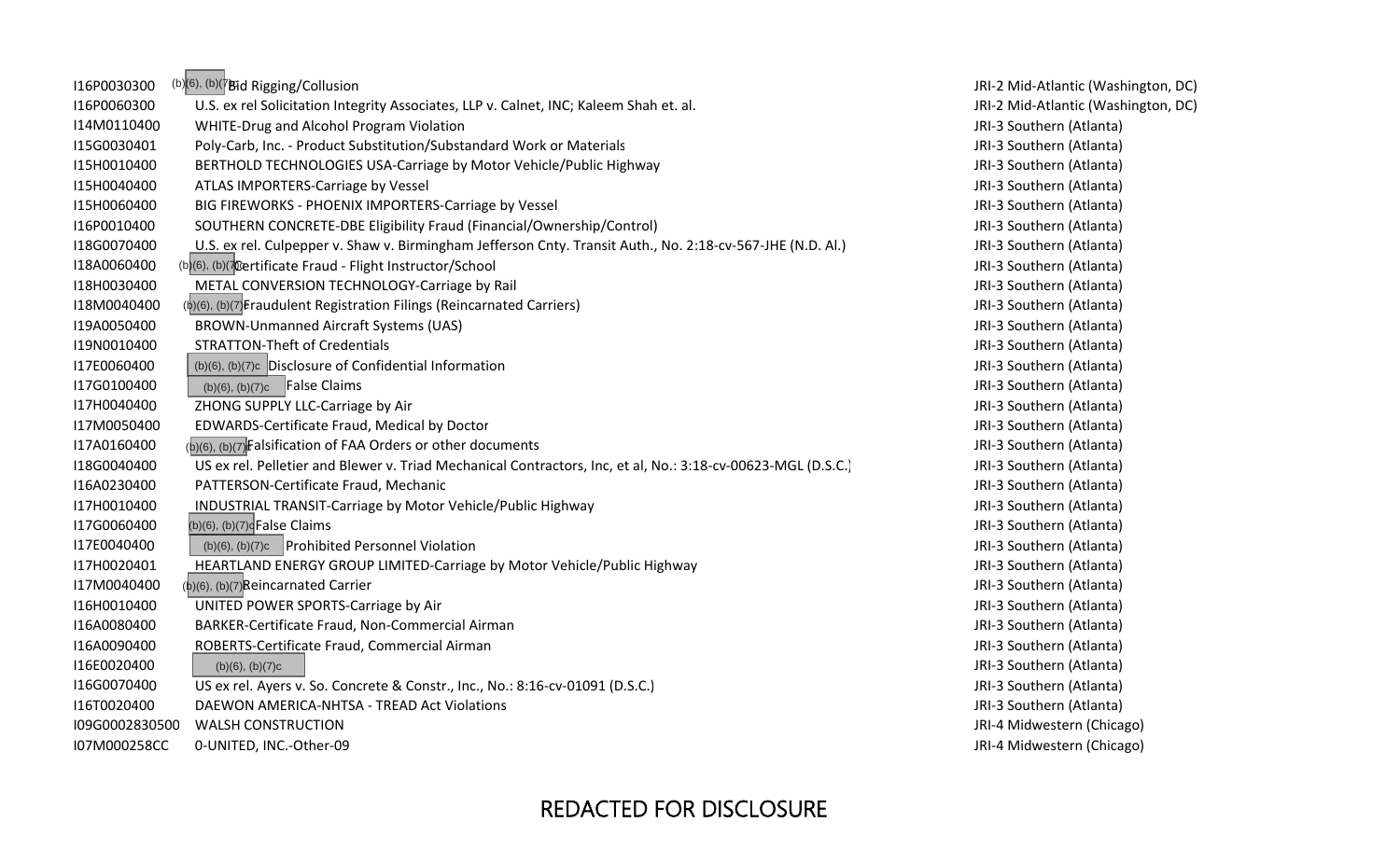| | | |
|---|---|---|
| I16P0030300 | (b)(6), (b)(7)c Bid Rigging/Collusion | JRI-2 Mid-Atlantic (Washington, DC) |
| I16P0060300 | U.S. ex rel Solicitation Integrity Associates, LLP v. Calnet, INC; Kaleem Shah et. al. | JRI-2 Mid-Atlantic (Washington, DC) |
| I14M0110400 | WHITE-Drug and Alcohol Program Violation | JRI-3 Southern (Atlanta) |
| I15G0030401 | Poly-Carb, Inc. - Product Substitution/Substandard Work or Materials | JRI-3 Southern (Atlanta) |
| I15H0010400 | BERTHOLD TECHNOLOGIES USA-Carriage by Motor Vehicle/Public Highway | JRI-3 Southern (Atlanta) |
| I15H0040400 | ATLAS IMPORTERS-Carriage by Vessel | JRI-3 Southern (Atlanta) |
| I15H0060400 | BIG FIREWORKS - PHOENIX IMPORTERS-Carriage by Vessel | JRI-3 Southern (Atlanta) |
| I16P0010400 | SOUTHERN CONCRETE-DBE Eligibility Fraud (Financial/Ownership/Control) | JRI-3 Southern (Atlanta) |
| I18G0070400 | U.S. ex rel. Culpepper v. Shaw v. Birmingham Jefferson Cnty. Transit Auth., No. 2:18-cv-567-JHE (N.D. Al.) | JRI-3 Southern (Atlanta) |
| I18A0060400 | (b)(6), (b)(7)c Certificate Fraud - Flight Instructor/School | JRI-3 Southern (Atlanta) |
| I18H0030400 | METAL CONVERSION TECHNOLOGY-Carriage by Rail | JRI-3 Southern (Atlanta) |
| I18M0040400 | (b)(6), (b)(7)c Fraudulent Registration Filings (Reincarnated Carriers) | JRI-3 Southern (Atlanta) |
| I19A0050400 | BROWN-Unmanned Aircraft Systems (UAS) | JRI-3 Southern (Atlanta) |
| I19N0010400 | STRATTON-Theft of Credentials | JRI-3 Southern (Atlanta) |
| I17E0060400 | (b)(6), (b)(7)c Disclosure of Confidential Information | JRI-3 Southern (Atlanta) |
| I17G0100400 | (b)(6), (b)(7)c False Claims | JRI-3 Southern (Atlanta) |
| I17H0040400 | ZHONG SUPPLY LLC-Carriage by Air | JRI-3 Southern (Atlanta) |
| I17M0050400 | EDWARDS-Certificate Fraud, Medical by Doctor | JRI-3 Southern (Atlanta) |
| I17A0160400 | (b)(6), (b)(7)c Falsification of FAA Orders or other documents | JRI-3 Southern (Atlanta) |
| I18G0040400 | US ex rel. Pelletier and Blewer v. Triad Mechanical Contractors, Inc, et al, No.: 3:18-cv-00623-MGL (D.S.C.) | JRI-3 Southern (Atlanta) |
| I16A0230400 | PATTERSON-Certificate Fraud, Mechanic | JRI-3 Southern (Atlanta) |
| I17H0010400 | INDUSTRIAL TRANSIT-Carriage by Motor Vehicle/Public Highway | JRI-3 Southern (Atlanta) |
| I17G0060400 | (b)(6), (b)(7)c False Claims | JRI-3 Southern (Atlanta) |
| I17E0040400 | (b)(6), (b)(7)c Prohibited Personnel Violation | JRI-3 Southern (Atlanta) |
| I17H0020401 | HEARTLAND ENERGY GROUP LIMITED-Carriage by Motor Vehicle/Public Highway | JRI-3 Southern (Atlanta) |
| I17M0040400 | (b)(6), (b)(7)c Reincarnated Carrier | JRI-3 Southern (Atlanta) |
| I16H0010400 | UNITED POWER SPORTS-Carriage by Air | JRI-3 Southern (Atlanta) |
| I16A0080400 | BARKER-Certificate Fraud, Non-Commercial Airman | JRI-3 Southern (Atlanta) |
| I16A0090400 | ROBERTS-Certificate Fraud, Commercial Airman | JRI-3 Southern (Atlanta) |
| I16E0020400 | (b)(6), (b)(7)c | JRI-3 Southern (Atlanta) |
| I16G0070400 | US ex rel. Ayers v. So. Concrete & Constr., Inc., No.: 8:16-cv-01091 (D.S.C.) | JRI-3 Southern (Atlanta) |
| I16T0020400 | DAEWON AMERICA-NHTSA - TREAD Act Violations | JRI-3 Southern (Atlanta) |
| I09G0002830500 | WALSH CONSTRUCTION | JRI-4 Midwestern (Chicago) |
| I07M000258CC | 0-UNITED, INC.-Other-09 | JRI-4 Midwestern (Chicago) |

REDACTED FOR DISCLOSURE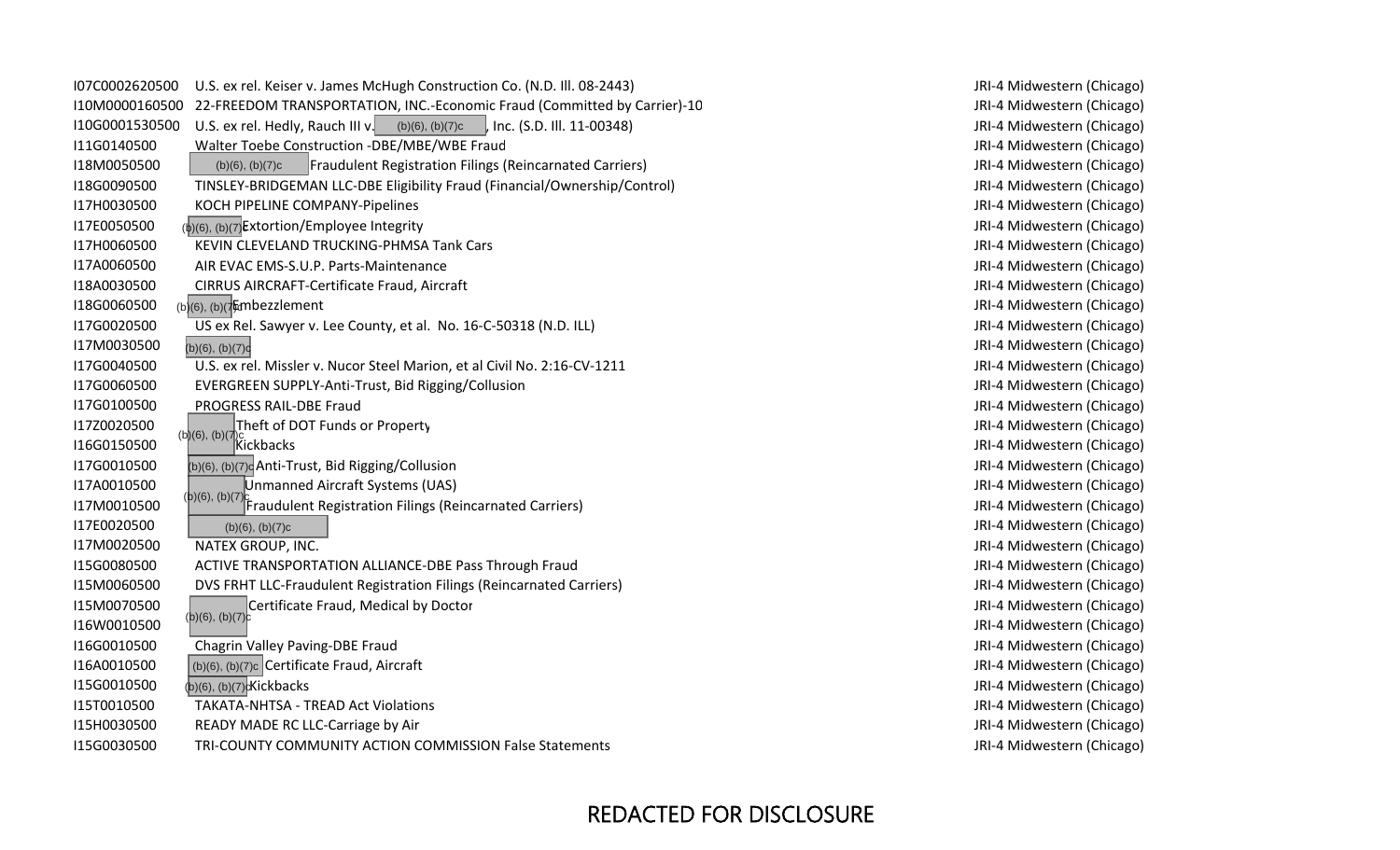| | | |
|---|---|---|
| I07C0002620500 | U.S. ex rel. Keiser v. James McHugh Construction Co. (N.D. Ill. 08-2443) | JRI-4 Midwestern (Chicago) |
| I10M0000160500 | 22-FREEDOM TRANSPORTATION, INC.-Economic Fraud (Committed by Carrier)-10 | JRI-4 Midwestern (Chicago) |
| I10G0001530500 | U.S. ex rel. Hedly, Rauch III v. (b)(6), (b)(7)c , Inc. (S.D. Ill. 11-00348) | JRI-4 Midwestern (Chicago) |
| I11G0140500 | Walter Toebe Construction -DBE/MBE/WBE Fraud | JRI-4 Midwestern (Chicago) |
| I18M0050500 | (b)(6), (b)(7)c Fraudulent Registration Filings (Reincarnated Carriers) | JRI-4 Midwestern (Chicago) |
| I18G0090500 | TINSLEY-BRIDGEMAN LLC-DBE Eligibility Fraud (Financial/Ownership/Control) | JRI-4 Midwestern (Chicago) |
| I17H0030500 | KOCH PIPELINE COMPANY-Pipelines | JRI-4 Midwestern (Chicago) |
| I17E0050500 | (b)(6), (b)(7)c Extortion/Employee Integrity | JRI-4 Midwestern (Chicago) |
| I17H0060500 | KEVIN CLEVELAND TRUCKING-PHMSA Tank Cars | JRI-4 Midwestern (Chicago) |
| I17A0060500 | AIR EVAC EMS-S.U.P. Parts-Maintenance | JRI-4 Midwestern (Chicago) |
| I18A0030500 | CIRRUS AIRCRAFT-Certificate Fraud, Aircraft | JRI-4 Midwestern (Chicago) |
| I18G0060500 | (b)(6), (b)(7)c Embezzlement | JRI-4 Midwestern (Chicago) |
| I17G0020500 | US ex Rel. Sawyer v. Lee County, et al. No. 16-C-50318 (N.D. ILL) | JRI-4 Midwestern (Chicago) |
| I17M0030500 | (b)(6), (b)(7)c | JRI-4 Midwestern (Chicago) |
| I17G0040500 | U.S. ex rel. Missler v. Nucor Steel Marion, et al Civil No. 2:16-CV-1211 | JRI-4 Midwestern (Chicago) |
| I17G0060500 | EVERGREEN SUPPLY-Anti-Trust, Bid Rigging/Collusion | JRI-4 Midwestern (Chicago) |
| I17G0100500 | PROGRESS RAIL-DBE Fraud | JRI-4 Midwestern (Chicago) |
| I17Z0020500 | (b)(6), (b)(7)c Theft of DOT Funds or Property | JRI-4 Midwestern (Chicago) |
| I16G0150500 | Kickbacks | JRI-4 Midwestern (Chicago) |
| I17G0010500 | (b)(6), (b)(7)c Anti-Trust, Bid Rigging/Collusion | JRI-4 Midwestern (Chicago) |
| I17A0010500 | (b)(6), (b)(7)c Unmanned Aircraft Systems (UAS) | JRI-4 Midwestern (Chicago) |
| I17M0010500 | Fraudulent Registration Filings (Reincarnated Carriers) | JRI-4 Midwestern (Chicago) |
| I17E0020500 | (b)(6), (b)(7)c | JRI-4 Midwestern (Chicago) |
| I17M0020500 | NATEX GROUP, INC. | JRI-4 Midwestern (Chicago) |
| I15G0080500 | ACTIVE TRANSPORTATION ALLIANCE-DBE Pass Through Fraud | JRI-4 Midwestern (Chicago) |
| I15M0060500 | DVS FRHT LLC-Fraudulent Registration Filings (Reincarnated Carriers) | JRI-4 Midwestern (Chicago) |
| I15M0070500 | (b)(6), (b)(7)c Certificate Fraud, Medical by Doctor | JRI-4 Midwestern (Chicago) |
| I16W0010500 | | JRI-4 Midwestern (Chicago) |
| I16G0010500 | Chagrin Valley Paving-DBE Fraud | JRI-4 Midwestern (Chicago) |
| I16A0010500 | (b)(6), (b)(7)c Certificate Fraud, Aircraft | JRI-4 Midwestern (Chicago) |
| I15G0010500 | (b)(6), (b)(7)c Kickbacks | JRI-4 Midwestern (Chicago) |
| I15T0010500 | TAKATA-NHTSA - TREAD Act Violations | JRI-4 Midwestern (Chicago) |
| I15H0030500 | READY MADE RC LLC-Carriage by Air | JRI-4 Midwestern (Chicago) |
| I15G0030500 | TRI-COUNTY COMMUNITY ACTION COMMISSION False Statements | JRI-4 Midwestern (Chicago) |

REDACTED FOR DISCLOSURE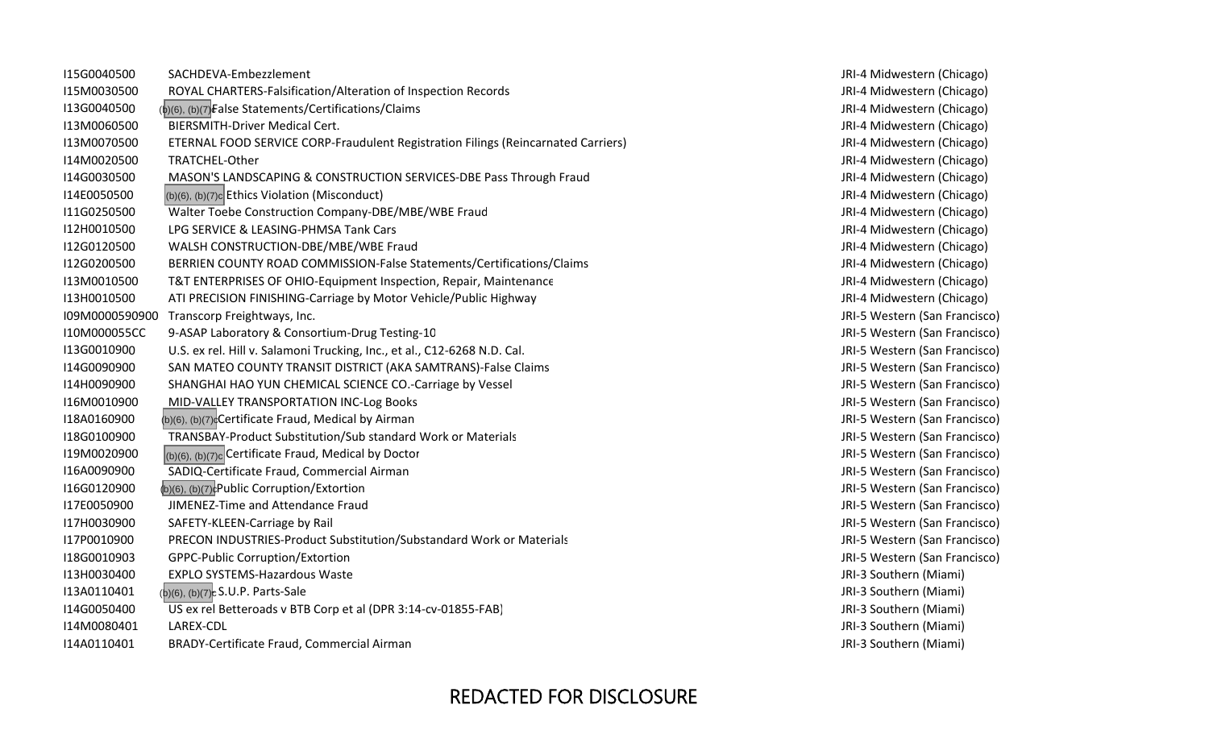| | | |
|---|---|---|
| I15G0040500 | SACHDEVA-Embezzlement | JRI-4 Midwestern (Chicago) |
| I15M0030500 | ROYAL CHARTERS-Falsification/Alteration of Inspection Records | JRI-4 Midwestern (Chicago) |
| I13G0040500 | (b)(6), (b)(7) False Statements/Certifications/Claims | JRI-4 Midwestern (Chicago) |
| I13M0060500 | BIERSMITH-Driver Medical Cert. | JRI-4 Midwestern (Chicago) |
| I13M0070500 | ETERNAL FOOD SERVICE CORP-Fraudulent Registration Filings (Reincarnated Carriers) | JRI-4 Midwestern (Chicago) |
| I14M0020500 | TRATCHEL-Other | JRI-4 Midwestern (Chicago) |
| I14G0030500 | MASON'S LANDSCAPING & CONSTRUCTION SERVICES-DBE Pass Through Fraud | JRI-4 Midwestern (Chicago) |
| I14E0050500 | (b)(6), (b)(7)c Ethics Violation (Misconduct) | JRI-4 Midwestern (Chicago) |
| I11G0250500 | Walter Toebe Construction Company-DBE/MBE/WBE Fraud | JRI-4 Midwestern (Chicago) |
| I12H0010500 | LPG SERVICE & LEASING-PHMSA Tank Cars | JRI-4 Midwestern (Chicago) |
| I12G0120500 | WALSH CONSTRUCTION-DBE/MBE/WBE Fraud | JRI-4 Midwestern (Chicago) |
| I12G0200500 | BERRIEN COUNTY ROAD COMMISSION-False Statements/Certifications/Claims | JRI-4 Midwestern (Chicago) |
| I13M0010500 | T&T ENTERPRISES OF OHIO-Equipment Inspection, Repair, Maintenance | JRI-4 Midwestern (Chicago) |
| I13H0010500 | ATI PRECISION FINISHING-Carriage by Motor Vehicle/Public Highway | JRI-4 Midwestern (Chicago) |
| I09M0000590900 | Transcorp Freightways, Inc. | JRI-5 Western (San Francisco) |
| I10M000055CC | 9-ASAP Laboratory & Consortium-Drug Testing-10 | JRI-5 Western (San Francisco) |
| I13G0010900 | U.S. ex rel. Hill v. Salamoni Trucking, Inc., et al., C12-6268 N.D. Cal. | JRI-5 Western (San Francisco) |
| I14G0090900 | SAN MATEO COUNTY TRANSIT DISTRICT (AKA SAMTRANS)-False Claims | JRI-5 Western (San Francisco) |
| I14H0090900 | SHANGHAI HAO YUN CHEMICAL SCIENCE CO.-Carriage by Vessel | JRI-5 Western (San Francisco) |
| I16M0010900 | MID-VALLEY TRANSPORTATION INC-Log Books | JRI-5 Western (San Francisco) |
| I18A0160900 | (b)(6), (b)(7)c Certificate Fraud, Medical by Airman | JRI-5 Western (San Francisco) |
| I18G0100900 | TRANSBAY-Product Substitution/Sub standard Work or Materials | JRI-5 Western (San Francisco) |
| I19M0020900 | (b)(6), (b)(7)c Certificate Fraud, Medical by Doctor | JRI-5 Western (San Francisco) |
| I16A0090900 | SADIQ-Certificate Fraud, Commercial Airman | JRI-5 Western (San Francisco) |
| I16G0120900 | (b)(6), (b)(7)c Public Corruption/Extortion | JRI-5 Western (San Francisco) |
| I17E0050900 | JIMENEZ-Time and Attendance Fraud | JRI-5 Western (San Francisco) |
| I17H0030900 | SAFETY-KLEEN-Carriage by Rail | JRI-5 Western (San Francisco) |
| I17P0010900 | PRECON INDUSTRIES-Product Substitution/Substandard Work or Materials | JRI-5 Western (San Francisco) |
| I18G0010903 | GPPC-Public Corruption/Extortion | JRI-5 Western (San Francisco) |
| I13H0030400 | EXPLO SYSTEMS-Hazardous Waste | JRI-3 Southern (Miami) |
| I13A0110401 | (b)(6), (b)(7)c S.U.P. Parts-Sale | JRI-3 Southern (Miami) |
| I14G0050400 | US ex rel Betteroads v BTB Corp et al (DPR 3:14-cv-01855-FAB) | JRI-3 Southern (Miami) |
| I14M0080401 | LAREX-CDL | JRI-3 Southern (Miami) |
| I14A0110401 | BRADY-Certificate Fraud, Commercial Airman | JRI-3 Southern (Miami) |

REDACTED FOR DISCLOSURE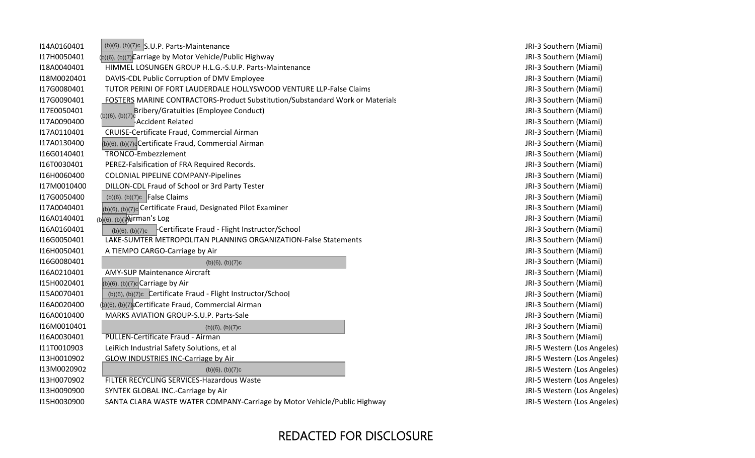| | | |
|---|---|---|
| I14A0160401 | (b)(6), (b)(7)c S.U.P. Parts-Maintenance | JRI-3 Southern (Miami) |
| I17H0050401 | (b)(6), (b)(7)c Carriage by Motor Vehicle/Public Highway | JRI-3 Southern (Miami) |
| I18A0040401 | HIMMEL LOSUNGEN GROUP H.L.G.-S.U.P. Parts-Maintenance | JRI-3 Southern (Miami) |
| I18M0020401 | DAVIS-CDL Public Corruption of DMV Employee | JRI-3 Southern (Miami) |
| I17G0080401 | TUTOR PERINI OF FORT LAUDERDALE HOLLYSWOOD VENTURE LLP-False Claims | JRI-3 Southern (Miami) |
| I17G0090401 | FOSTERS MARINE CONTRACTORS-Product Substitution/Substandard Work or Materials | JRI-3 Southern (Miami) |
| I17E0050401 | (b)(6), (b)(7)c Bribery/Gratuities (Employee Conduct) | JRI-3 Southern (Miami) |
| I17A0090400 | -Accident Related | JRI-3 Southern (Miami) |
| I17A0110401 | CRUISE-Certificate Fraud, Commercial Airman | JRI-3 Southern (Miami) |
| I17A0130400 | (b)(6), (b)(7)c Certificate Fraud, Commercial Airman | JRI-3 Southern (Miami) |
| I16G0140401 | TRONCO-Embezzlement | JRI-3 Southern (Miami) |
| I16T0030401 | PEREZ-Falsification of FRA Required Records. | JRI-3 Southern (Miami) |
| I16H0060400 | COLONIAL PIPELINE COMPANY-Pipelines | JRI-3 Southern (Miami) |
| I17M0010400 | DILLON-CDL Fraud of School or 3rd Party Tester | JRI-3 Southern (Miami) |
| I17G0050400 | (b)(6), (b)(7)c False Claims | JRI-3 Southern (Miami) |
| I17A0040401 | (b)(6), (b)(7)c Certificate Fraud, Designated Pilot Examiner | JRI-3 Southern (Miami) |
| I16A0140401 | (b)(6), (b)(7)c Airman's Log | JRI-3 Southern (Miami) |
| I16A0160401 | (b)(6), (b)(7)c -Certificate Fraud - Flight Instructor/School | JRI-3 Southern (Miami) |
| I16G0050401 | LAKE-SUMTER METROPOLITAN PLANNING ORGANIZATION-False Statements | JRI-3 Southern (Miami) |
| I16H0050401 | A TIEMPO CARGO-Carriage by Air | JRI-3 Southern (Miami) |
| I16G0080401 | (b)(6), (b)(7)c | JRI-3 Southern (Miami) |
| I16A0210401 | AMY-SUP Maintenance Aircraft | JRI-3 Southern (Miami) |
| I15H0020401 | (b)(6), (b)(7)c Carriage by Air | JRI-3 Southern (Miami) |
| I15A0070401 | (b)(6), (b)(7)c Certificate Fraud - Flight Instructor/School | JRI-3 Southern (Miami) |
| I16A0020400 | (b)(6), (b)(7)c Certificate Fraud, Commercial Airman | JRI-3 Southern (Miami) |
| I16A0010400 | MARKS AVIATION GROUP-S.U.P. Parts-Sale | JRI-3 Southern (Miami) |
| I16M0010401 | (b)(6), (b)(7)c | JRI-3 Southern (Miami) |
| I16A0030401 | PULLEN-Certificate Fraud - Airman | JRI-3 Southern (Miami) |
| I11T0010903 | LeiRich Industrial Safety Solutions, et al | JRI-5 Western (Los Angeles) |
| I13H0010902 | GLOW INDUSTRIES INC-Carriage by Air | JRI-5 Western (Los Angeles) |
| I13M0020902 | (b)(6), (b)(7)c | JRI-5 Western (Los Angeles) |
| I13H0070902 | FILTER RECYCLING SERVICES-Hazardous Waste | JRI-5 Western (Los Angeles) |
| I13H0090900 | SYNTEK GLOBAL INC.-Carriage by Air | JRI-5 Western (Los Angeles) |
| I15H0030900 | SANTA CLARA WASTE WATER COMPANY-Carriage by Motor Vehicle/Public Highway | JRI-5 Western (Los Angeles) |

REDACTED FOR DISCLOSURE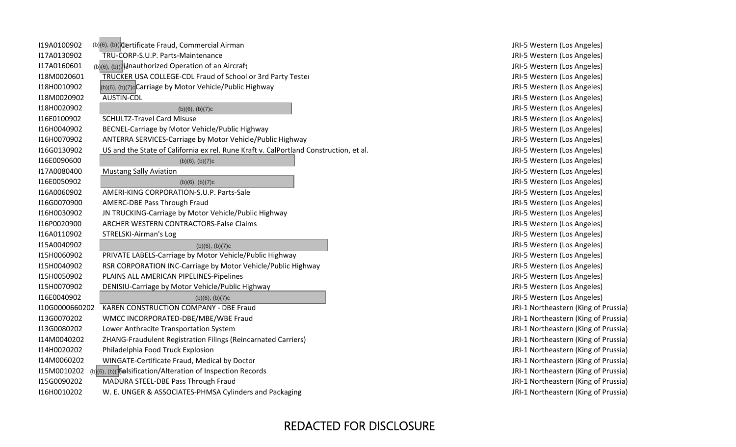| | | |
|---|---|---|
| I19A0100902 | (b)(6), (b)(7)c Certificate Fraud, Commercial Airman | JRI-5 Western (Los Angeles) |
| I17A0130902 | TRU-CORP-S.U.P. Parts-Maintenance | JRI-5 Western (Los Angeles) |
| I17A0160601 | (b)(6), (b)(7)c Unauthorized Operation of an Aircraft | JRI-5 Western (Los Angeles) |
| I18M0020601 | TRUCKER USA COLLEGE-CDL Fraud of School or 3rd Party Tester | JRI-5 Western (Los Angeles) |
| I18H0010902 | (b)(6), (b)(7)c Carriage by Motor Vehicle/Public Highway | JRI-5 Western (Los Angeles) |
| I18M0020902 | AUSTIN-CDL | JRI-5 Western (Los Angeles) |
| I18H0020902 | (b)(6), (b)(7)c | JRI-5 Western (Los Angeles) |
| I16E0100902 | SCHULTZ-Travel Card Misuse | JRI-5 Western (Los Angeles) |
| I16H0040902 | BECNEL-Carriage by Motor Vehicle/Public Highway | JRI-5 Western (Los Angeles) |
| I16H0070902 | ANTERRA SERVICES-Carriage by Motor Vehicle/Public Highway | JRI-5 Western (Los Angeles) |
| I16G0130902 | US and the State of California ex rel. Rune Kraft v. CalPortland Construction, et al. | JRI-5 Western (Los Angeles) |
| I16E0090600 | (b)(6), (b)(7)c | JRI-5 Western (Los Angeles) |
| I17A0080400 | Mustang Sally Aviation | JRI-5 Western (Los Angeles) |
| I16E0050902 | (b)(6), (b)(7)c | JRI-5 Western (Los Angeles) |
| I16A0060902 | AMERI-KING CORPORATION-S.U.P. Parts-Sale | JRI-5 Western (Los Angeles) |
| I16G0070900 | AMERC-DBE Pass Through Fraud | JRI-5 Western (Los Angeles) |
| I16H0030902 | JN TRUCKING-Carriage by Motor Vehicle/Public Highway | JRI-5 Western (Los Angeles) |
| I16P0020900 | ARCHER WESTERN CONTRACTORS-False Claims | JRI-5 Western (Los Angeles) |
| I16A0110902 | STRELSKI-Airman's Log | JRI-5 Western (Los Angeles) |
| I15A0040902 | (b)(6), (b)(7)c | JRI-5 Western (Los Angeles) |
| I15H0060902 | PRIVATE LABELS-Carriage by Motor Vehicle/Public Highway | JRI-5 Western (Los Angeles) |
| I15H0040902 | RSR CORPORATION INC-Carriage by Motor Vehicle/Public Highway | JRI-5 Western (Los Angeles) |
| I15H0050902 | PLAINS ALL AMERICAN PIPELINES-Pipelines | JRI-5 Western (Los Angeles) |
| I15H0070902 | DENISIU-Carriage by Motor Vehicle/Public Highway | JRI-5 Western (Los Angeles) |
| I16E0040902 | (b)(6), (b)(7)c | JRI-5 Western (Los Angeles) |
| I10G0000660202 | KAREN CONSTRUCTION COMPANY - DBE Fraud | JRI-1 Northeastern (King of Prussia) |
| I13G0070202 | WMCC INCORPORATED-DBE/MBE/WBE Fraud | JRI-1 Northeastern (King of Prussia) |
| I13G0080202 | Lower Anthracite Transportation System | JRI-1 Northeastern (King of Prussia) |
| I14M0040202 | ZHANG-Fraudulent Registration Filings (Reincarnated Carriers) | JRI-1 Northeastern (King of Prussia) |
| I14H0020202 | Philadelphia Food Truck Explosion | JRI-1 Northeastern (King of Prussia) |
| I14M0060202 | WINGATE-Certificate Fraud, Medical by Doctor | JRI-1 Northeastern (King of Prussia) |
| I15M0010202 | (b)(6), (b)(7)c Falsification/Alteration of Inspection Records | JRI-1 Northeastern (King of Prussia) |
| I15G0090202 | MADURA STEEL-DBE Pass Through Fraud | JRI-1 Northeastern (King of Prussia) |
| I16H0010202 | W. E. UNGER & ASSOCIATES-PHMSA Cylinders and Packaging | JRI-1 Northeastern (King of Prussia) |

REDACTED FOR DISCLOSURE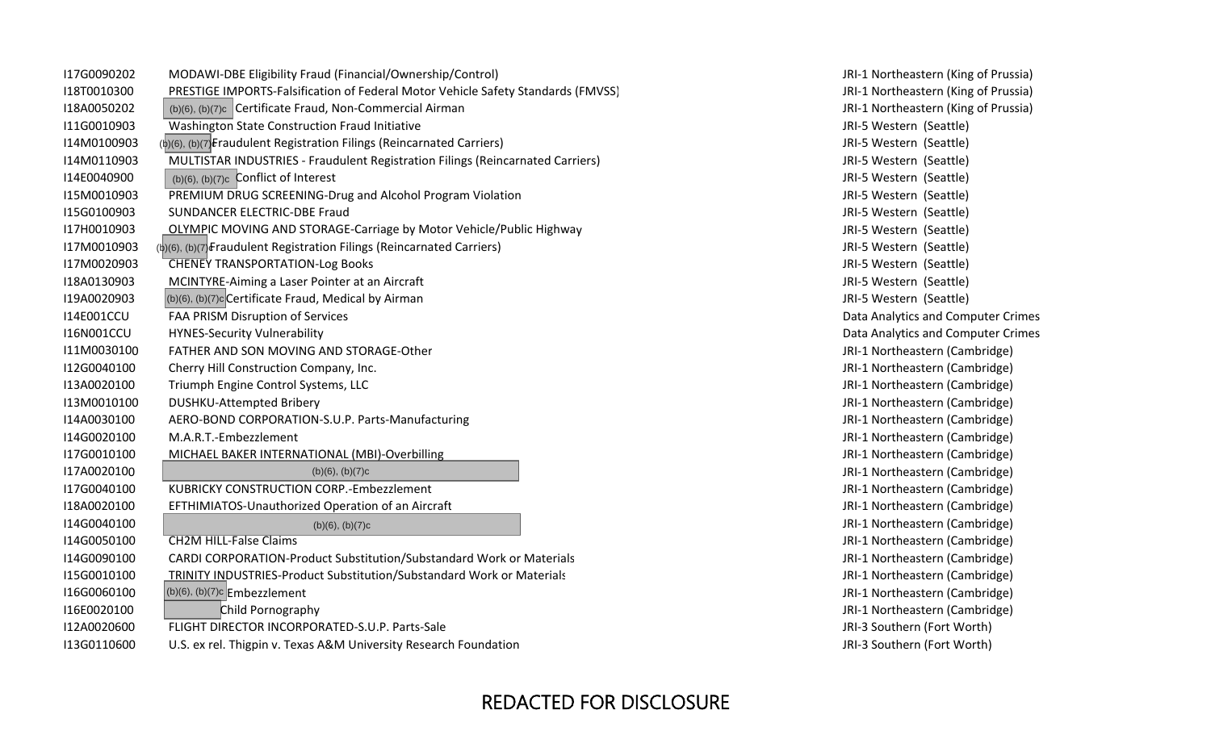| | | |
|---|---|---|
| I17G0090202 | MODAWI-DBE Eligibility Fraud (Financial/Ownership/Control) | JRI-1 Northeastern (King of Prussia) |
| I18T0010300 | PRESTIGE IMPORTS-Falsification of Federal Motor Vehicle Safety Standards (FMVSS) | JRI-1 Northeastern (King of Prussia) |
| I18A0050202 | (b)(6), (b)(7)c Certificate Fraud, Non-Commercial Airman | JRI-1 Northeastern (King of Prussia) |
| I11G0010903 | Washington State Construction Fraud Initiative | JRI-5 Western (Seattle) |
| I14M0100903 | (b)(6), (b)(7)c Fraudulent Registration Filings (Reincarnated Carriers) | JRI-5 Western (Seattle) |
| I14M0110903 | MULTISTAR INDUSTRIES - Fraudulent Registration Filings (Reincarnated Carriers) | JRI-5 Western (Seattle) |
| I14E0040900 | (b)(6), (b)(7)c Conflict of Interest | JRI-5 Western (Seattle) |
| I15M0010903 | PREMIUM DRUG SCREENING-Drug and Alcohol Program Violation | JRI-5 Western (Seattle) |
| I15G0100903 | SUNDANCER ELECTRIC-DBE Fraud | JRI-5 Western (Seattle) |
| I17H0010903 | OLYMPIC MOVING AND STORAGE-Carriage by Motor Vehicle/Public Highway | JRI-5 Western (Seattle) |
| I17M0010903 | (b)(6), (b)(7)c Fraudulent Registration Filings (Reincarnated Carriers) | JRI-5 Western (Seattle) |
| I17M0020903 | CHENEY TRANSPORTATION-Log Books | JRI-5 Western (Seattle) |
| I18A0130903 | MCINTYRE-Aiming a Laser Pointer at an Aircraft | JRI-5 Western (Seattle) |
| I19A0020903 | (b)(6), (b)(7)c Certificate Fraud, Medical by Airman | JRI-5 Western (Seattle) |
| I14E001CCU | FAA PRISM Disruption of Services | Data Analytics and Computer Crimes |
| I16N001CCU | HYNES-Security Vulnerability | Data Analytics and Computer Crimes |
| I11M0030100 | FATHER AND SON MOVING AND STORAGE-Other | JRI-1 Northeastern (Cambridge) |
| I12G0040100 | Cherry Hill Construction Company, Inc. | JRI-1 Northeastern (Cambridge) |
| I13A0020100 | Triumph Engine Control Systems, LLC | JRI-1 Northeastern (Cambridge) |
| I13M0010100 | DUSHKU-Attempted Bribery | JRI-1 Northeastern (Cambridge) |
| I14A0030100 | AERO-BOND CORPORATION-S.U.P. Parts-Manufacturing | JRI-1 Northeastern (Cambridge) |
| I14G0020100 | M.A.R.T.-Embezzlement | JRI-1 Northeastern (Cambridge) |
| I17G0010100 | MICHAEL BAKER INTERNATIONAL (MBI)-Overbilling | JRI-1 Northeastern (Cambridge) |
| I17A0020100 | (b)(6), (b)(7)c | JRI-1 Northeastern (Cambridge) |
| I17G0040100 | KUBRICKY CONSTRUCTION CORP.-Embezzlement | JRI-1 Northeastern (Cambridge) |
| I18A0020100 | EFTHIMIATOS-Unauthorized Operation of an Aircraft | JRI-1 Northeastern (Cambridge) |
| I14G0040100 | (b)(6), (b)(7)c | JRI-1 Northeastern (Cambridge) |
| I14G0050100 | CH2M HILL-False Claims | JRI-1 Northeastern (Cambridge) |
| I14G0090100 | CARDI CORPORATION-Product Substitution/Substandard Work or Materials | JRI-1 Northeastern (Cambridge) |
| I15G0010100 | TRINITY INDUSTRIES-Product Substitution/Substandard Work or Materials | JRI-1 Northeastern (Cambridge) |
| I16G0060100 | (b)(6), (b)(7)c Embezzlement | JRI-1 Northeastern (Cambridge) |
| I16E0020100 | Child Pornography | JRI-1 Northeastern (Cambridge) |
| I12A0020600 | FLIGHT DIRECTOR INCORPORATED-S.U.P. Parts-Sale | JRI-3 Southern (Fort Worth) |
| I13G0110600 | U.S. ex rel. Thigpin v. Texas A&M University Research Foundation | JRI-3 Southern (Fort Worth) |

REDACTED FOR DISCLOSURE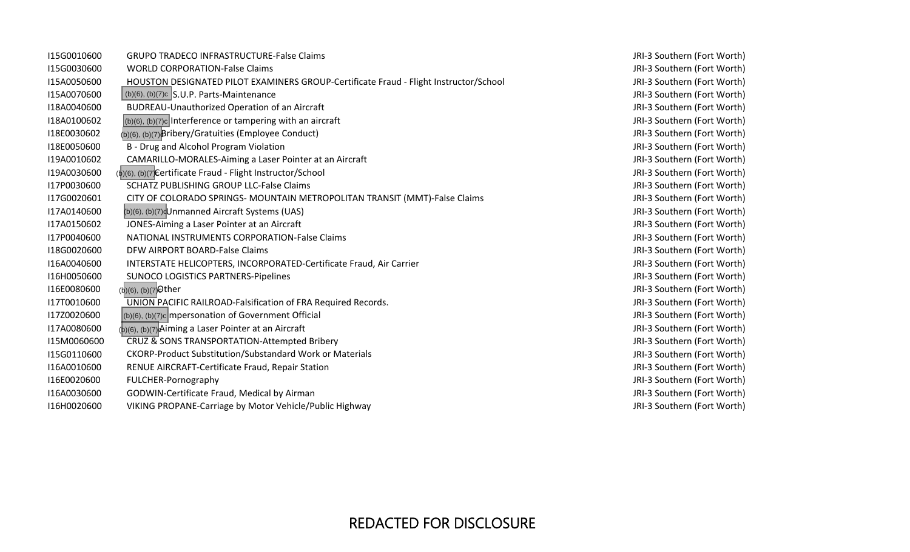| | | |
|---|---|---|
| I15G0010600 | GRUPO TRADECO INFRASTRUCTURE-False Claims | JRI-3 Southern (Fort Worth) |
| I15G0030600 | WORLD CORPORATION-False Claims | JRI-3 Southern (Fort Worth) |
| I15A0050600 | HOUSTON DESIGNATED PILOT EXAMINERS GROUP-Certificate Fraud - Flight Instructor/School | JRI-3 Southern (Fort Worth) |
| I15A0070600 | (b)(6), (b)(7)c S.U.P. Parts-Maintenance | JRI-3 Southern (Fort Worth) |
| I18A0040600 | BUDREAU-Unauthorized Operation of an Aircraft | JRI-3 Southern (Fort Worth) |
| I18A0100602 | (b)(6), (b)(7)c Interference or tampering with an aircraft | JRI-3 Southern (Fort Worth) |
| I18E0030602 | (b)(6), (b)(7) Bribery/Gratuities (Employee Conduct) | JRI-3 Southern (Fort Worth) |
| I18E0050600 | B - Drug and Alcohol Program Violation | JRI-3 Southern (Fort Worth) |
| I19A0010602 | CAMARILLO-MORALES-Aiming a Laser Pointer at an Aircraft | JRI-3 Southern (Fort Worth) |
| I19A0030600 | (b)(6), (b)(7) Certificate Fraud - Flight Instructor/School | JRI-3 Southern (Fort Worth) |
| I17P0030600 | SCHATZ PUBLISHING GROUP LLC-False Claims | JRI-3 Southern (Fort Worth) |
| I17G0020601 | CITY OF COLORADO SPRINGS- MOUNTAIN METROPOLITAN TRANSIT (MMT)-False Claims | JRI-3 Southern (Fort Worth) |
| I17A0140600 | (b)(6), (b)(7)c Unmanned Aircraft Systems (UAS) | JRI-3 Southern (Fort Worth) |
| I17A0150602 | JONES-Aiming a Laser Pointer at an Aircraft | JRI-3 Southern (Fort Worth) |
| I17P0040600 | NATIONAL INSTRUMENTS CORPORATION-False Claims | JRI-3 Southern (Fort Worth) |
| I18G0020600 | DFW AIRPORT BOARD-False Claims | JRI-3 Southern (Fort Worth) |
| I16A0040600 | INTERSTATE HELICOPTERS, INCORPORATED-Certificate Fraud, Air Carrier | JRI-3 Southern (Fort Worth) |
| I16H0050600 | SUNOCO LOGISTICS PARTNERS-Pipelines | JRI-3 Southern (Fort Worth) |
| I16E0080600 | (b)(6), (b)(7) Other | JRI-3 Southern (Fort Worth) |
| I17T0010600 | UNION PACIFIC RAILROAD-Falsification of FRA Required Records. | JRI-3 Southern (Fort Worth) |
| I17Z0020600 | (b)(6), (b)(7)c Impersonation of Government Official | JRI-3 Southern (Fort Worth) |
| I17A0080600 | (b)(6), (b)(7) Aiming a Laser Pointer at an Aircraft | JRI-3 Southern (Fort Worth) |
| I15M0060600 | CRUZ & SONS TRANSPORTATION-Attempted Bribery | JRI-3 Southern (Fort Worth) |
| I15G0110600 | CKORP-Product Substitution/Substandard Work or Materials | JRI-3 Southern (Fort Worth) |
| I16A0010600 | RENUE AIRCRAFT-Certificate Fraud, Repair Station | JRI-3 Southern (Fort Worth) |
| I16E0020600 | FULCHER-Pornography | JRI-3 Southern (Fort Worth) |
| I16A0030600 | GODWIN-Certificate Fraud, Medical by Airman | JRI-3 Southern (Fort Worth) |
| I16H0020600 | VIKING PROPANE-Carriage by Motor Vehicle/Public Highway | JRI-3 Southern (Fort Worth) |

REDACTED FOR DISCLOSURE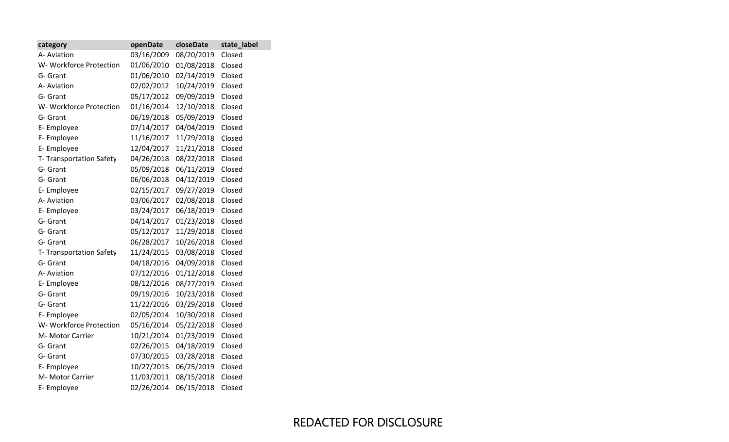| category | openDate | closeDate | state_label |
| --- | --- | --- | --- |
| A- Aviation | 03/16/2009 | 08/20/2019 | Closed |
| W- Workforce Protection | 01/06/2010 | 01/08/2018 | Closed |
| G- Grant | 01/06/2010 | 02/14/2019 | Closed |
| A- Aviation | 02/02/2012 | 10/24/2019 | Closed |
| G- Grant | 05/17/2012 | 09/09/2019 | Closed |
| W- Workforce Protection | 01/16/2014 | 12/10/2018 | Closed |
| G- Grant | 06/19/2018 | 05/09/2019 | Closed |
| E- Employee | 07/14/2017 | 04/04/2019 | Closed |
| E- Employee | 11/16/2017 | 11/29/2018 | Closed |
| E- Employee | 12/04/2017 | 11/21/2018 | Closed |
| T- Transportation Safety | 04/26/2018 | 08/22/2018 | Closed |
| G- Grant | 05/09/2018 | 06/11/2019 | Closed |
| G- Grant | 06/06/2018 | 04/12/2019 | Closed |
| E- Employee | 02/15/2017 | 09/27/2019 | Closed |
| A- Aviation | 03/06/2017 | 02/08/2018 | Closed |
| E- Employee | 03/24/2017 | 06/18/2019 | Closed |
| G- Grant | 04/14/2017 | 01/23/2018 | Closed |
| G- Grant | 05/12/2017 | 11/29/2018 | Closed |
| G- Grant | 06/28/2017 | 10/26/2018 | Closed |
| T- Transportation Safety | 11/24/2015 | 03/08/2018 | Closed |
| G- Grant | 04/18/2016 | 04/09/2018 | Closed |
| A- Aviation | 07/12/2016 | 01/12/2018 | Closed |
| E- Employee | 08/12/2016 | 08/27/2019 | Closed |
| G- Grant | 09/19/2016 | 10/23/2018 | Closed |
| G- Grant | 11/22/2016 | 03/29/2018 | Closed |
| E- Employee | 02/05/2014 | 10/30/2018 | Closed |
| W- Workforce Protection | 05/16/2014 | 05/22/2018 | Closed |
| M- Motor Carrier | 10/21/2014 | 01/23/2019 | Closed |
| G- Grant | 02/26/2015 | 04/18/2019 | Closed |
| G- Grant | 07/30/2015 | 03/28/2018 | Closed |
| E- Employee | 10/27/2015 | 06/25/2019 | Closed |
| M- Motor Carrier | 11/03/2011 | 08/15/2018 | Closed |
| E- Employee | 02/26/2014 | 06/15/2018 | Closed |

REDACTED FOR DISCLOSURE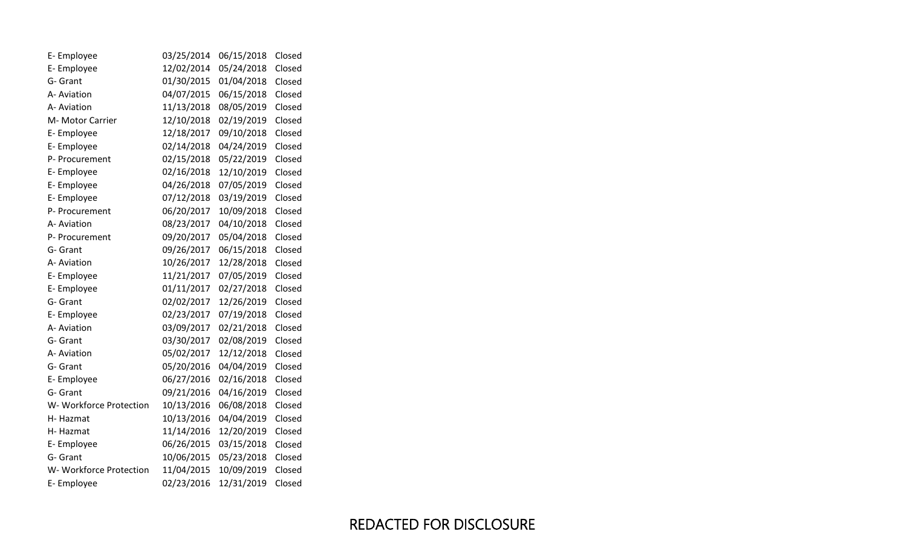| | | | |
|---|---|---|---|
| E- Employee | 03/25/2014 | 06/15/2018 | Closed |
| E- Employee | 12/02/2014 | 05/24/2018 | Closed |
| G- Grant | 01/30/2015 | 01/04/2018 | Closed |
| A- Aviation | 04/07/2015 | 06/15/2018 | Closed |
| A- Aviation | 11/13/2018 | 08/05/2019 | Closed |
| M- Motor Carrier | 12/10/2018 | 02/19/2019 | Closed |
| E- Employee | 12/18/2017 | 09/10/2018 | Closed |
| E- Employee | 02/14/2018 | 04/24/2019 | Closed |
| P- Procurement | 02/15/2018 | 05/22/2019 | Closed |
| E- Employee | 02/16/2018 | 12/10/2019 | Closed |
| E- Employee | 04/26/2018 | 07/05/2019 | Closed |
| E- Employee | 07/12/2018 | 03/19/2019 | Closed |
| P- Procurement | 06/20/2017 | 10/09/2018 | Closed |
| A- Aviation | 08/23/2017 | 04/10/2018 | Closed |
| P- Procurement | 09/20/2017 | 05/04/2018 | Closed |
| G- Grant | 09/26/2017 | 06/15/2018 | Closed |
| A- Aviation | 10/26/2017 | 12/28/2018 | Closed |
| E- Employee | 11/21/2017 | 07/05/2019 | Closed |
| E- Employee | 01/11/2017 | 02/27/2018 | Closed |
| G- Grant | 02/02/2017 | 12/26/2019 | Closed |
| E- Employee | 02/23/2017 | 07/19/2018 | Closed |
| A- Aviation | 03/09/2017 | 02/21/2018 | Closed |
| G- Grant | 03/30/2017 | 02/08/2019 | Closed |
| A- Aviation | 05/02/2017 | 12/12/2018 | Closed |
| G- Grant | 05/20/2016 | 04/04/2019 | Closed |
| E- Employee | 06/27/2016 | 02/16/2018 | Closed |
| G- Grant | 09/21/2016 | 04/16/2019 | Closed |
| W- Workforce Protection | 10/13/2016 | 06/08/2018 | Closed |
| H- Hazmat | 10/13/2016 | 04/04/2019 | Closed |
| H- Hazmat | 11/14/2016 | 12/20/2019 | Closed |
| E- Employee | 06/26/2015 | 03/15/2018 | Closed |
| G- Grant | 10/06/2015 | 05/23/2018 | Closed |
| W- Workforce Protection | 11/04/2015 | 10/09/2019 | Closed |
| E- Employee | 02/23/2016 | 12/31/2019 | Closed |

REDACTED FOR DISCLOSURE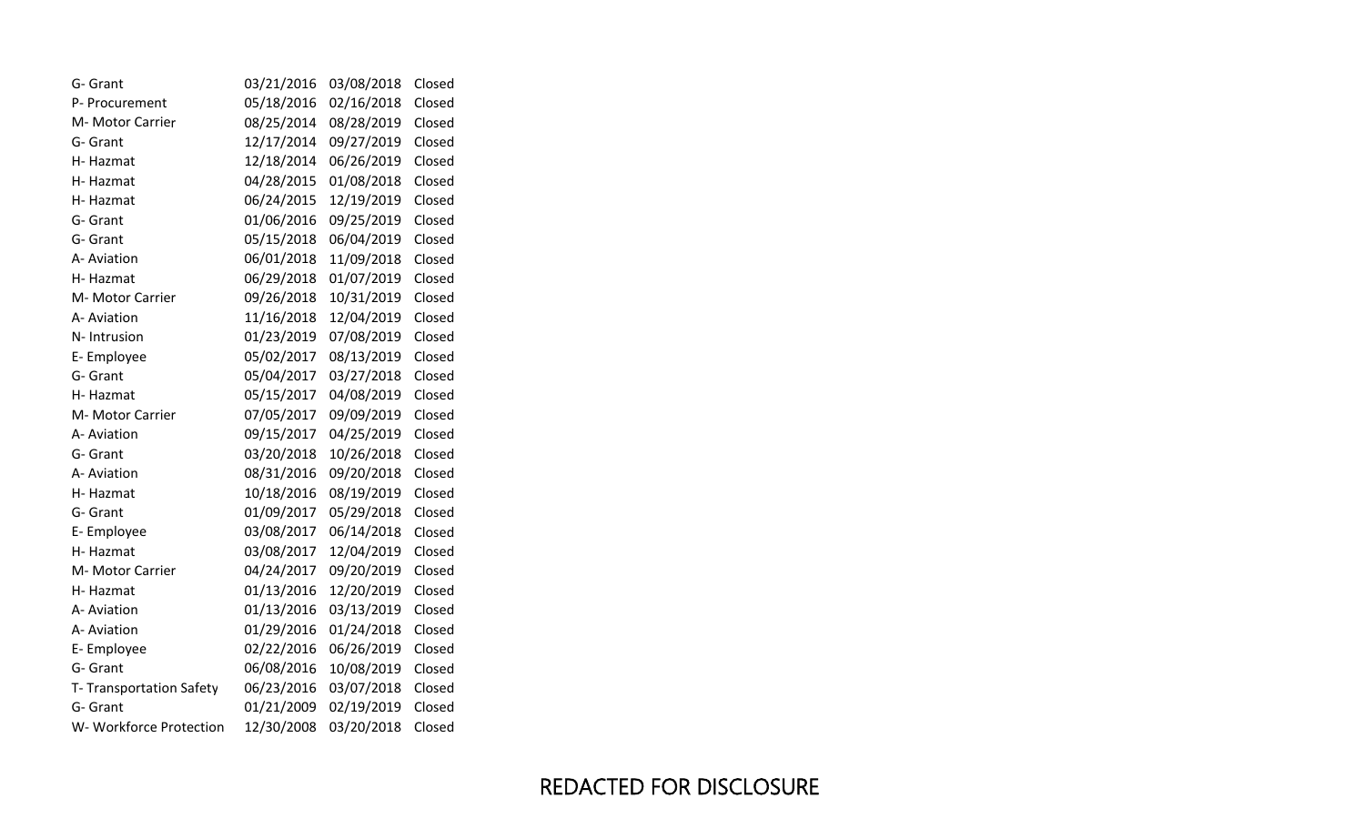| | | | |
|---|---|---|---|
| G- Grant | 03/21/2016 | 03/08/2018 | Closed |
| P- Procurement | 05/18/2016 | 02/16/2018 | Closed |
| M- Motor Carrier | 08/25/2014 | 08/28/2019 | Closed |
| G- Grant | 12/17/2014 | 09/27/2019 | Closed |
| H- Hazmat | 12/18/2014 | 06/26/2019 | Closed |
| H- Hazmat | 04/28/2015 | 01/08/2018 | Closed |
| H- Hazmat | 06/24/2015 | 12/19/2019 | Closed |
| G- Grant | 01/06/2016 | 09/25/2019 | Closed |
| G- Grant | 05/15/2018 | 06/04/2019 | Closed |
| A- Aviation | 06/01/2018 | 11/09/2018 | Closed |
| H- Hazmat | 06/29/2018 | 01/07/2019 | Closed |
| M- Motor Carrier | 09/26/2018 | 10/31/2019 | Closed |
| A- Aviation | 11/16/2018 | 12/04/2019 | Closed |
| N- Intrusion | 01/23/2019 | 07/08/2019 | Closed |
| E- Employee | 05/02/2017 | 08/13/2019 | Closed |
| G- Grant | 05/04/2017 | 03/27/2018 | Closed |
| H- Hazmat | 05/15/2017 | 04/08/2019 | Closed |
| M- Motor Carrier | 07/05/2017 | 09/09/2019 | Closed |
| A- Aviation | 09/15/2017 | 04/25/2019 | Closed |
| G- Grant | 03/20/2018 | 10/26/2018 | Closed |
| A- Aviation | 08/31/2016 | 09/20/2018 | Closed |
| H- Hazmat | 10/18/2016 | 08/19/2019 | Closed |
| G- Grant | 01/09/2017 | 05/29/2018 | Closed |
| E- Employee | 03/08/2017 | 06/14/2018 | Closed |
| H- Hazmat | 03/08/2017 | 12/04/2019 | Closed |
| M- Motor Carrier | 04/24/2017 | 09/20/2019 | Closed |
| H- Hazmat | 01/13/2016 | 12/20/2019 | Closed |
| A- Aviation | 01/13/2016 | 03/13/2019 | Closed |
| A- Aviation | 01/29/2016 | 01/24/2018 | Closed |
| E- Employee | 02/22/2016 | 06/26/2019 | Closed |
| G- Grant | 06/08/2016 | 10/08/2019 | Closed |
| T- Transportation Safety | 06/23/2016 | 03/07/2018 | Closed |
| G- Grant | 01/21/2009 | 02/19/2019 | Closed |
| W- Workforce Protection | 12/30/2008 | 03/20/2018 | Closed |

REDACTED FOR DISCLOSURE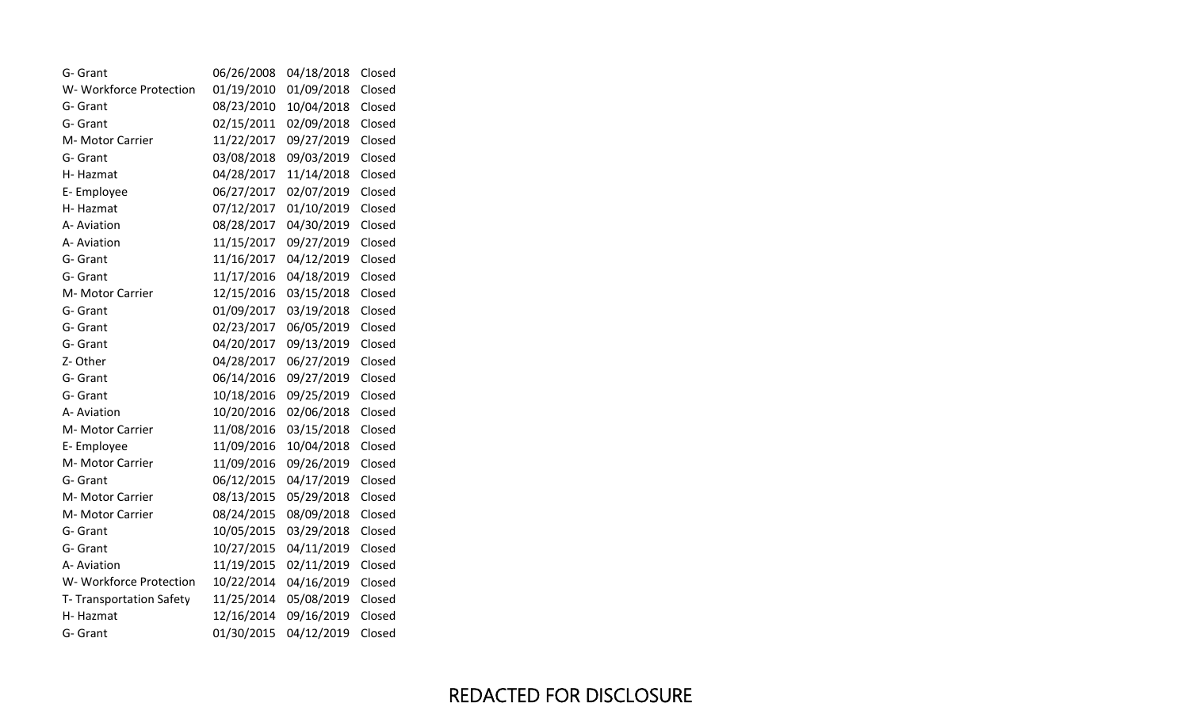| | | | |
|---|---|---|---|
| G- Grant | 06/26/2008 | 04/18/2018 | Closed |
| W- Workforce Protection | 01/19/2010 | 01/09/2018 | Closed |
| G- Grant | 08/23/2010 | 10/04/2018 | Closed |
| G- Grant | 02/15/2011 | 02/09/2018 | Closed |
| M- Motor Carrier | 11/22/2017 | 09/27/2019 | Closed |
| G- Grant | 03/08/2018 | 09/03/2019 | Closed |
| H- Hazmat | 04/28/2017 | 11/14/2018 | Closed |
| E- Employee | 06/27/2017 | 02/07/2019 | Closed |
| H- Hazmat | 07/12/2017 | 01/10/2019 | Closed |
| A- Aviation | 08/28/2017 | 04/30/2019 | Closed |
| A- Aviation | 11/15/2017 | 09/27/2019 | Closed |
| G- Grant | 11/16/2017 | 04/12/2019 | Closed |
| G- Grant | 11/17/2016 | 04/18/2019 | Closed |
| M- Motor Carrier | 12/15/2016 | 03/15/2018 | Closed |
| G- Grant | 01/09/2017 | 03/19/2018 | Closed |
| G- Grant | 02/23/2017 | 06/05/2019 | Closed |
| G- Grant | 04/20/2017 | 09/13/2019 | Closed |
| Z- Other | 04/28/2017 | 06/27/2019 | Closed |
| G- Grant | 06/14/2016 | 09/27/2019 | Closed |
| G- Grant | 10/18/2016 | 09/25/2019 | Closed |
| A- Aviation | 10/20/2016 | 02/06/2018 | Closed |
| M- Motor Carrier | 11/08/2016 | 03/15/2018 | Closed |
| E- Employee | 11/09/2016 | 10/04/2018 | Closed |
| M- Motor Carrier | 11/09/2016 | 09/26/2019 | Closed |
| G- Grant | 06/12/2015 | 04/17/2019 | Closed |
| M- Motor Carrier | 08/13/2015 | 05/29/2018 | Closed |
| M- Motor Carrier | 08/24/2015 | 08/09/2018 | Closed |
| G- Grant | 10/05/2015 | 03/29/2018 | Closed |
| G- Grant | 10/27/2015 | 04/11/2019 | Closed |
| A- Aviation | 11/19/2015 | 02/11/2019 | Closed |
| W- Workforce Protection | 10/22/2014 | 04/16/2019 | Closed |
| T- Transportation Safety | 11/25/2014 | 05/08/2019 | Closed |
| H- Hazmat | 12/16/2014 | 09/16/2019 | Closed |
| G- Grant | 01/30/2015 | 04/12/2019 | Closed |

REDACTED FOR DISCLOSURE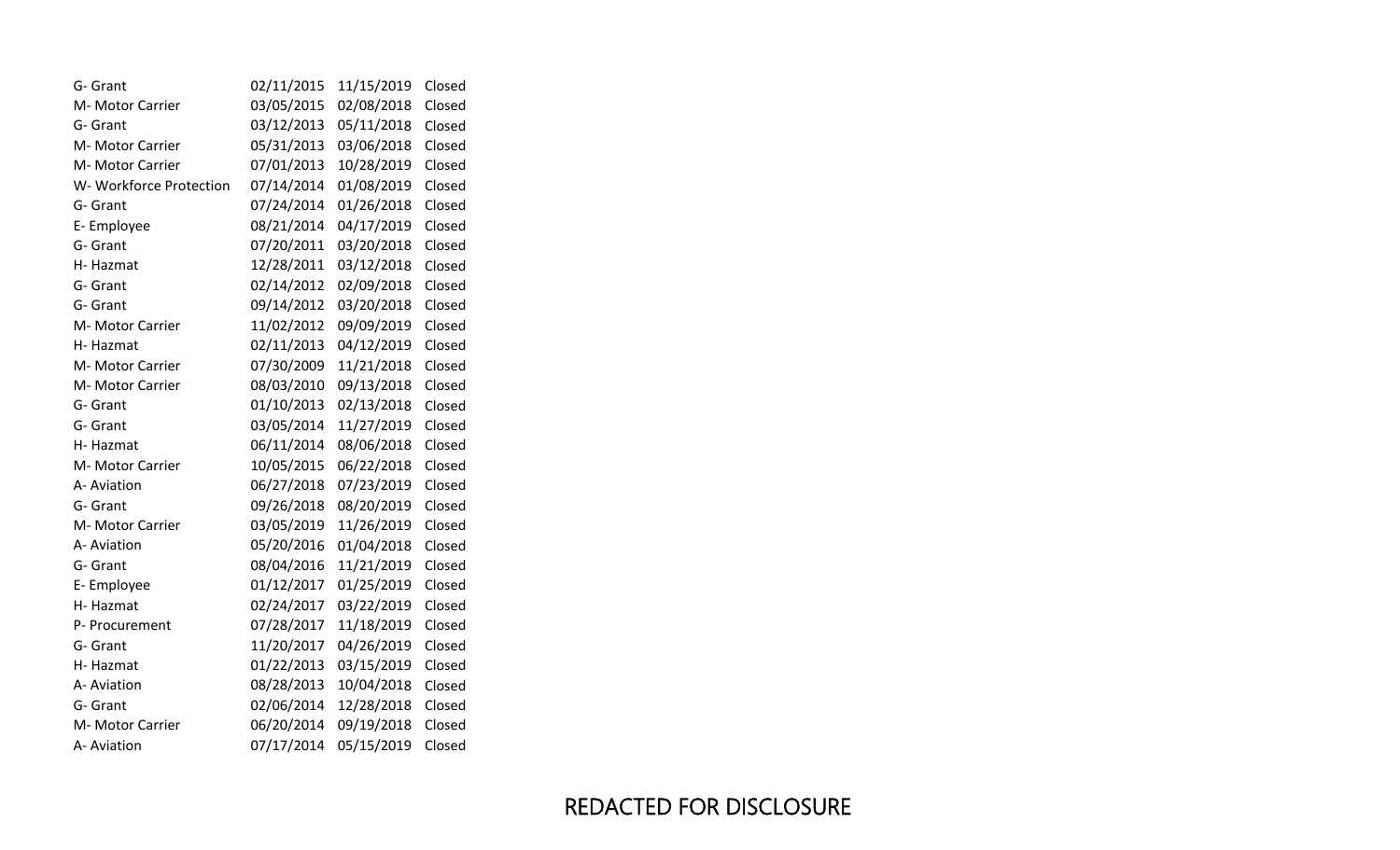| | | | |
|---|---|---|---|
| G- Grant | 02/11/2015 | 11/15/2019 | Closed |
| M- Motor Carrier | 03/05/2015 | 02/08/2018 | Closed |
| G- Grant | 03/12/2013 | 05/11/2018 | Closed |
| M- Motor Carrier | 05/31/2013 | 03/06/2018 | Closed |
| M- Motor Carrier | 07/01/2013 | 10/28/2019 | Closed |
| W- Workforce Protection | 07/14/2014 | 01/08/2019 | Closed |
| G- Grant | 07/24/2014 | 01/26/2018 | Closed |
| E- Employee | 08/21/2014 | 04/17/2019 | Closed |
| G- Grant | 07/20/2011 | 03/20/2018 | Closed |
| H- Hazmat | 12/28/2011 | 03/12/2018 | Closed |
| G- Grant | 02/14/2012 | 02/09/2018 | Closed |
| G- Grant | 09/14/2012 | 03/20/2018 | Closed |
| M- Motor Carrier | 11/02/2012 | 09/09/2019 | Closed |
| H- Hazmat | 02/11/2013 | 04/12/2019 | Closed |
| M- Motor Carrier | 07/30/2009 | 11/21/2018 | Closed |
| M- Motor Carrier | 08/03/2010 | 09/13/2018 | Closed |
| G- Grant | 01/10/2013 | 02/13/2018 | Closed |
| G- Grant | 03/05/2014 | 11/27/2019 | Closed |
| H- Hazmat | 06/11/2014 | 08/06/2018 | Closed |
| M- Motor Carrier | 10/05/2015 | 06/22/2018 | Closed |
| A- Aviation | 06/27/2018 | 07/23/2019 | Closed |
| G- Grant | 09/26/2018 | 08/20/2019 | Closed |
| M- Motor Carrier | 03/05/2019 | 11/26/2019 | Closed |
| A- Aviation | 05/20/2016 | 01/04/2018 | Closed |
| G- Grant | 08/04/2016 | 11/21/2019 | Closed |
| E- Employee | 01/12/2017 | 01/25/2019 | Closed |
| H- Hazmat | 02/24/2017 | 03/22/2019 | Closed |
| P- Procurement | 07/28/2017 | 11/18/2019 | Closed |
| G- Grant | 11/20/2017 | 04/26/2019 | Closed |
| H- Hazmat | 01/22/2013 | 03/15/2019 | Closed |
| A- Aviation | 08/28/2013 | 10/04/2018 | Closed |
| G- Grant | 02/06/2014 | 12/28/2018 | Closed |
| M- Motor Carrier | 06/20/2014 | 09/19/2018 | Closed |
| A- Aviation | 07/17/2014 | 05/15/2019 | Closed |

REDACTED FOR DISCLOSURE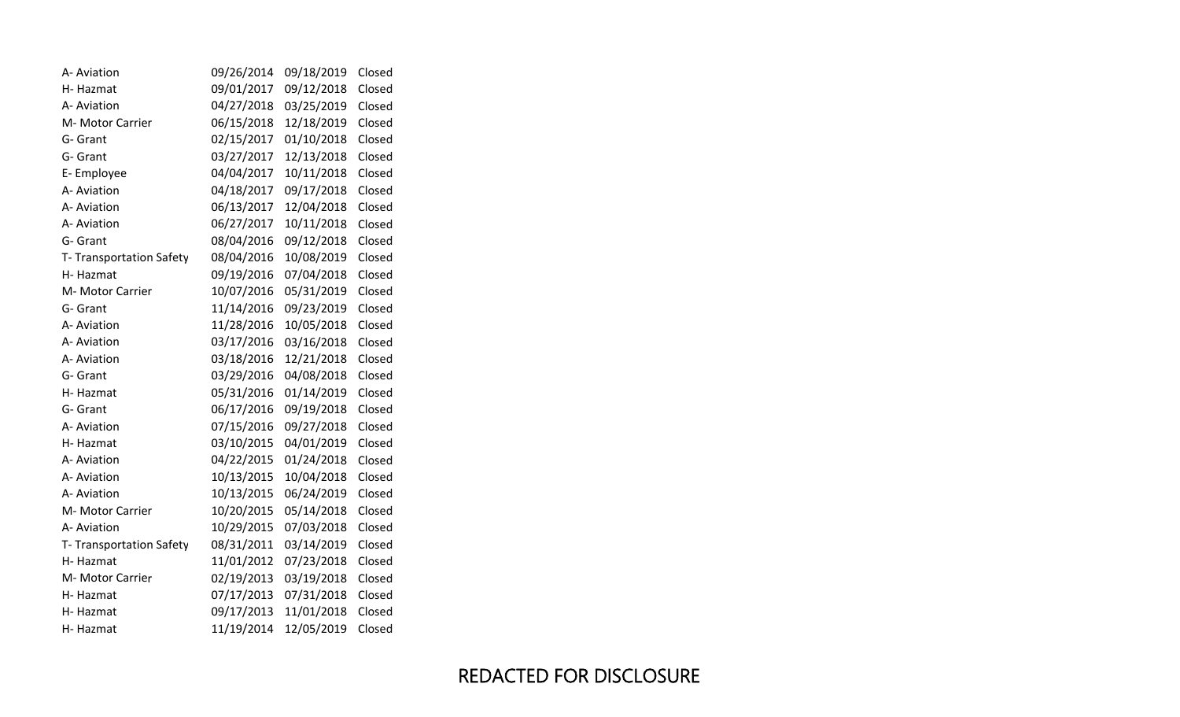| | | | |
|---|---|---|---|
| A- Aviation | 09/26/2014 | 09/18/2019 | Closed |
| H- Hazmat | 09/01/2017 | 09/12/2018 | Closed |
| A- Aviation | 04/27/2018 | 03/25/2019 | Closed |
| M- Motor Carrier | 06/15/2018 | 12/18/2019 | Closed |
| G- Grant | 02/15/2017 | 01/10/2018 | Closed |
| G- Grant | 03/27/2017 | 12/13/2018 | Closed |
| E- Employee | 04/04/2017 | 10/11/2018 | Closed |
| A- Aviation | 04/18/2017 | 09/17/2018 | Closed |
| A- Aviation | 06/13/2017 | 12/04/2018 | Closed |
| A- Aviation | 06/27/2017 | 10/11/2018 | Closed |
| G- Grant | 08/04/2016 | 09/12/2018 | Closed |
| T- Transportation Safety | 08/04/2016 | 10/08/2019 | Closed |
| H- Hazmat | 09/19/2016 | 07/04/2018 | Closed |
| M- Motor Carrier | 10/07/2016 | 05/31/2019 | Closed |
| G- Grant | 11/14/2016 | 09/23/2019 | Closed |
| A- Aviation | 11/28/2016 | 10/05/2018 | Closed |
| A- Aviation | 03/17/2016 | 03/16/2018 | Closed |
| A- Aviation | 03/18/2016 | 12/21/2018 | Closed |
| G- Grant | 03/29/2016 | 04/08/2018 | Closed |
| H- Hazmat | 05/31/2016 | 01/14/2019 | Closed |
| G- Grant | 06/17/2016 | 09/19/2018 | Closed |
| A- Aviation | 07/15/2016 | 09/27/2018 | Closed |
| H- Hazmat | 03/10/2015 | 04/01/2019 | Closed |
| A- Aviation | 04/22/2015 | 01/24/2018 | Closed |
| A- Aviation | 10/13/2015 | 10/04/2018 | Closed |
| A- Aviation | 10/13/2015 | 06/24/2019 | Closed |
| M- Motor Carrier | 10/20/2015 | 05/14/2018 | Closed |
| A- Aviation | 10/29/2015 | 07/03/2018 | Closed |
| T- Transportation Safety | 08/31/2011 | 03/14/2019 | Closed |
| H- Hazmat | 11/01/2012 | 07/23/2018 | Closed |
| M- Motor Carrier | 02/19/2013 | 03/19/2018 | Closed |
| H- Hazmat | 07/17/2013 | 07/31/2018 | Closed |
| H- Hazmat | 09/17/2013 | 11/01/2018 | Closed |
| H- Hazmat | 11/19/2014 | 12/05/2019 | Closed |

REDACTED FOR DISCLOSURE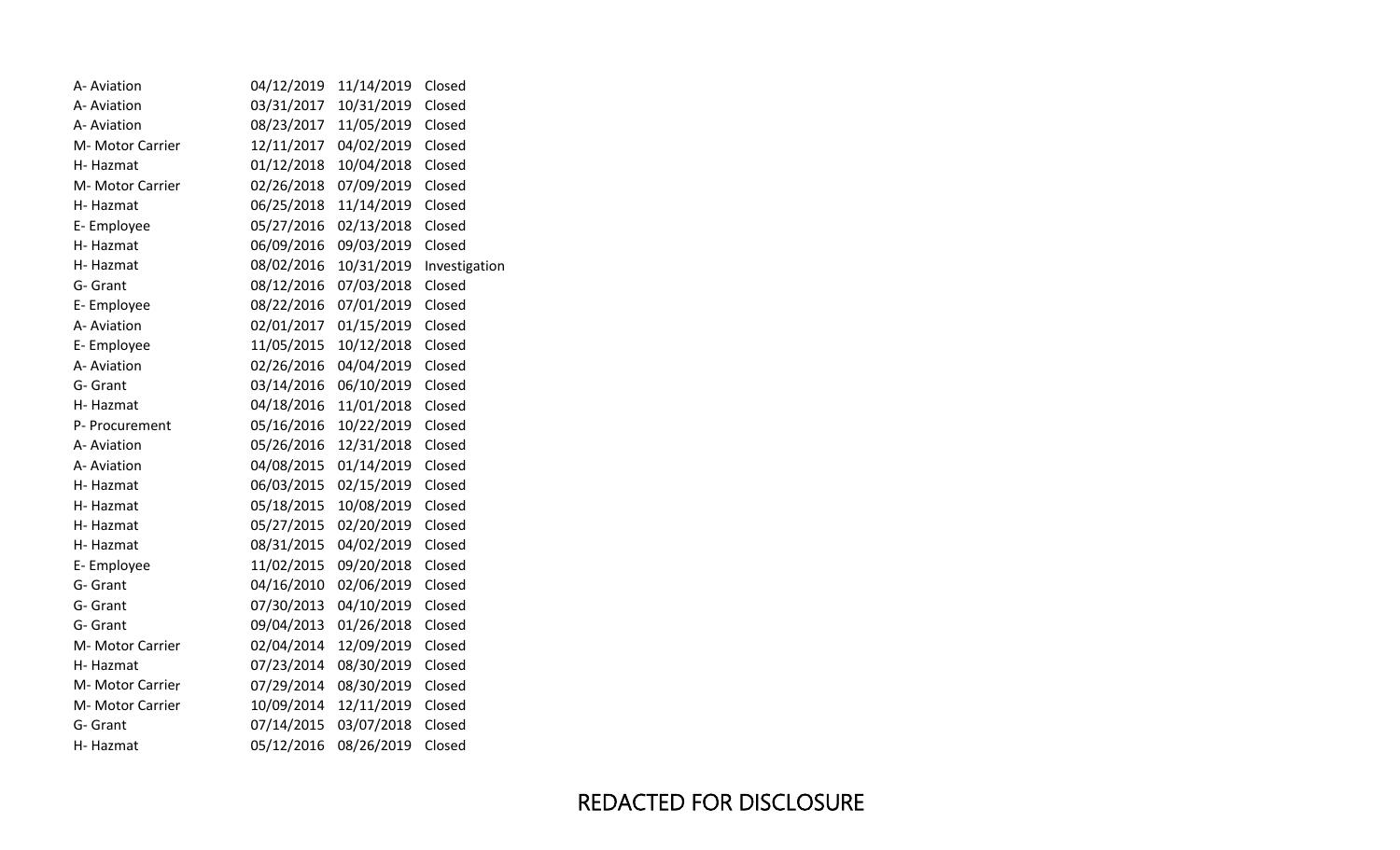| | | | |
|---|---|---|---|
| A- Aviation | 04/12/2019 | 11/14/2019 | Closed |
| A- Aviation | 03/31/2017 | 10/31/2019 | Closed |
| A- Aviation | 08/23/2017 | 11/05/2019 | Closed |
| M- Motor Carrier | 12/11/2017 | 04/02/2019 | Closed |
| H- Hazmat | 01/12/2018 | 10/04/2018 | Closed |
| M- Motor Carrier | 02/26/2018 | 07/09/2019 | Closed |
| H- Hazmat | 06/25/2018 | 11/14/2019 | Closed |
| E- Employee | 05/27/2016 | 02/13/2018 | Closed |
| H- Hazmat | 06/09/2016 | 09/03/2019 | Closed |
| H- Hazmat | 08/02/2016 | 10/31/2019 | Investigation |
| G- Grant | 08/12/2016 | 07/03/2018 | Closed |
| E- Employee | 08/22/2016 | 07/01/2019 | Closed |
| A- Aviation | 02/01/2017 | 01/15/2019 | Closed |
| E- Employee | 11/05/2015 | 10/12/2018 | Closed |
| A- Aviation | 02/26/2016 | 04/04/2019 | Closed |
| G- Grant | 03/14/2016 | 06/10/2019 | Closed |
| H- Hazmat | 04/18/2016 | 11/01/2018 | Closed |
| P- Procurement | 05/16/2016 | 10/22/2019 | Closed |
| A- Aviation | 05/26/2016 | 12/31/2018 | Closed |
| A- Aviation | 04/08/2015 | 01/14/2019 | Closed |
| H- Hazmat | 06/03/2015 | 02/15/2019 | Closed |
| H- Hazmat | 05/18/2015 | 10/08/2019 | Closed |
| H- Hazmat | 05/27/2015 | 02/20/2019 | Closed |
| H- Hazmat | 08/31/2015 | 04/02/2019 | Closed |
| E- Employee | 11/02/2015 | 09/20/2018 | Closed |
| G- Grant | 04/16/2010 | 02/06/2019 | Closed |
| G- Grant | 07/30/2013 | 04/10/2019 | Closed |
| G- Grant | 09/04/2013 | 01/26/2018 | Closed |
| M- Motor Carrier | 02/04/2014 | 12/09/2019 | Closed |
| H- Hazmat | 07/23/2014 | 08/30/2019 | Closed |
| M- Motor Carrier | 07/29/2014 | 08/30/2019 | Closed |
| M- Motor Carrier | 10/09/2014 | 12/11/2019 | Closed |
| G- Grant | 07/14/2015 | 03/07/2018 | Closed |
| H- Hazmat | 05/12/2016 | 08/26/2019 | Closed |

REDACTED FOR DISCLOSURE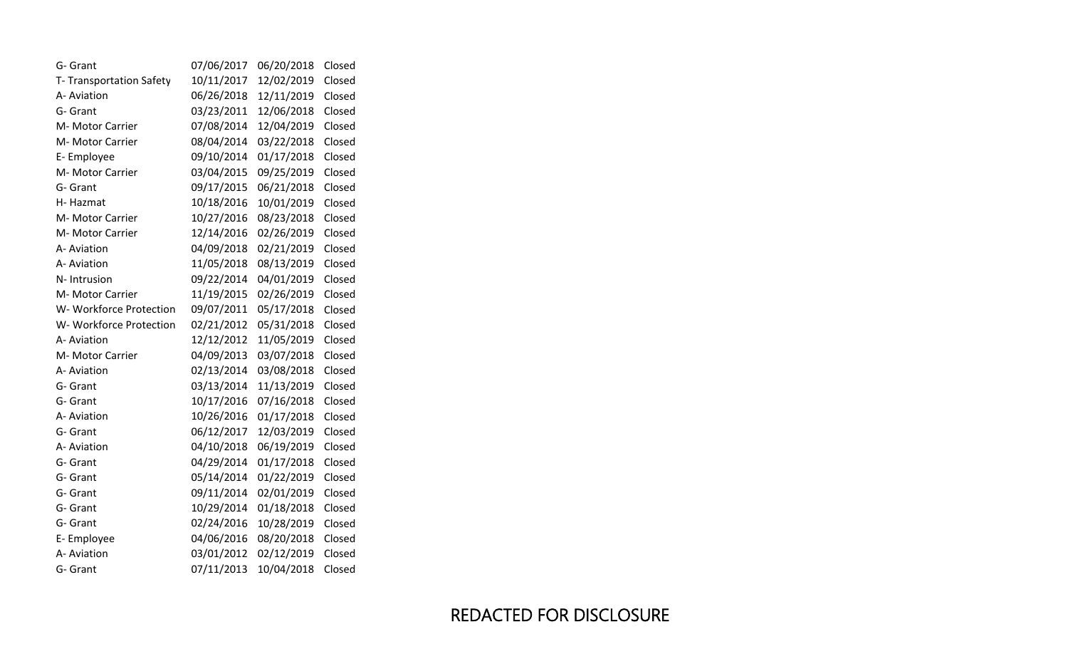| | | | |
|---|---|---|---|
| G- Grant | 07/06/2017 | 06/20/2018 | Closed |
| T- Transportation Safety | 10/11/2017 | 12/02/2019 | Closed |
| A- Aviation | 06/26/2018 | 12/11/2019 | Closed |
| G- Grant | 03/23/2011 | 12/06/2018 | Closed |
| M- Motor Carrier | 07/08/2014 | 12/04/2019 | Closed |
| M- Motor Carrier | 08/04/2014 | 03/22/2018 | Closed |
| E- Employee | 09/10/2014 | 01/17/2018 | Closed |
| M- Motor Carrier | 03/04/2015 | 09/25/2019 | Closed |
| G- Grant | 09/17/2015 | 06/21/2018 | Closed |
| H- Hazmat | 10/18/2016 | 10/01/2019 | Closed |
| M- Motor Carrier | 10/27/2016 | 08/23/2018 | Closed |
| M- Motor Carrier | 12/14/2016 | 02/26/2019 | Closed |
| A- Aviation | 04/09/2018 | 02/21/2019 | Closed |
| A- Aviation | 11/05/2018 | 08/13/2019 | Closed |
| N- Intrusion | 09/22/2014 | 04/01/2019 | Closed |
| M- Motor Carrier | 11/19/2015 | 02/26/2019 | Closed |
| W- Workforce Protection | 09/07/2011 | 05/17/2018 | Closed |
| W- Workforce Protection | 02/21/2012 | 05/31/2018 | Closed |
| A- Aviation | 12/12/2012 | 11/05/2019 | Closed |
| M- Motor Carrier | 04/09/2013 | 03/07/2018 | Closed |
| A- Aviation | 02/13/2014 | 03/08/2018 | Closed |
| G- Grant | 03/13/2014 | 11/13/2019 | Closed |
| G- Grant | 10/17/2016 | 07/16/2018 | Closed |
| A- Aviation | 10/26/2016 | 01/17/2018 | Closed |
| G- Grant | 06/12/2017 | 12/03/2019 | Closed |
| A- Aviation | 04/10/2018 | 06/19/2019 | Closed |
| G- Grant | 04/29/2014 | 01/17/2018 | Closed |
| G- Grant | 05/14/2014 | 01/22/2019 | Closed |
| G- Grant | 09/11/2014 | 02/01/2019 | Closed |
| G- Grant | 10/29/2014 | 01/18/2018 | Closed |
| G- Grant | 02/24/2016 | 10/28/2019 | Closed |
| E- Employee | 04/06/2016 | 08/20/2018 | Closed |
| A- Aviation | 03/01/2012 | 02/12/2019 | Closed |
| G- Grant | 07/11/2013 | 10/04/2018 | Closed |

REDACTED FOR DISCLOSURE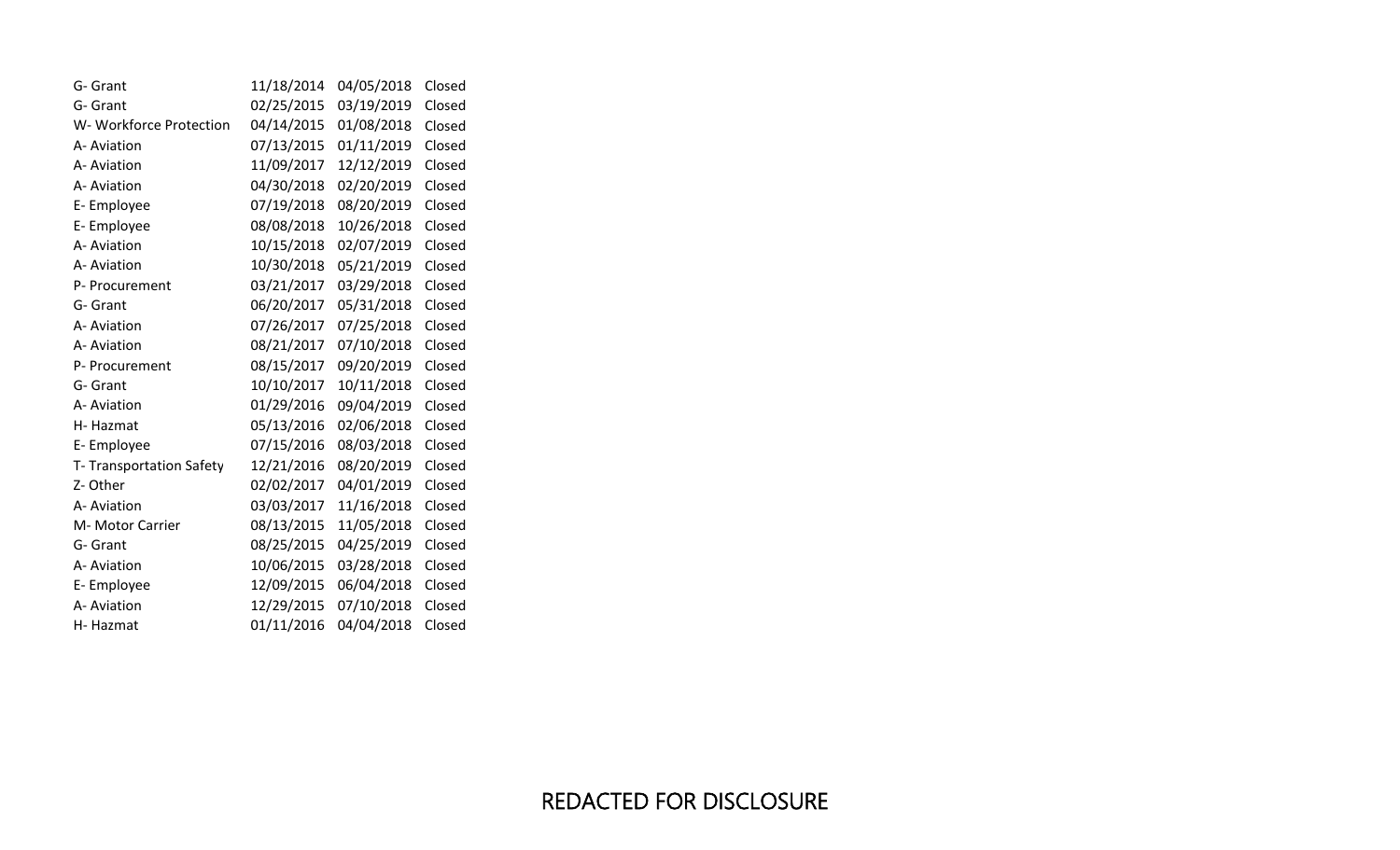| | | | |
|---|---|---|---|
| G- Grant | 11/18/2014 | 04/05/2018 | Closed |
| G- Grant | 02/25/2015 | 03/19/2019 | Closed |
| W- Workforce Protection | 04/14/2015 | 01/08/2018 | Closed |
| A- Aviation | 07/13/2015 | 01/11/2019 | Closed |
| A- Aviation | 11/09/2017 | 12/12/2019 | Closed |
| A- Aviation | 04/30/2018 | 02/20/2019 | Closed |
| E- Employee | 07/19/2018 | 08/20/2019 | Closed |
| E- Employee | 08/08/2018 | 10/26/2018 | Closed |
| A- Aviation | 10/15/2018 | 02/07/2019 | Closed |
| A- Aviation | 10/30/2018 | 05/21/2019 | Closed |
| P- Procurement | 03/21/2017 | 03/29/2018 | Closed |
| G- Grant | 06/20/2017 | 05/31/2018 | Closed |
| A- Aviation | 07/26/2017 | 07/25/2018 | Closed |
| A- Aviation | 08/21/2017 | 07/10/2018 | Closed |
| P- Procurement | 08/15/2017 | 09/20/2019 | Closed |
| G- Grant | 10/10/2017 | 10/11/2018 | Closed |
| A- Aviation | 01/29/2016 | 09/04/2019 | Closed |
| H- Hazmat | 05/13/2016 | 02/06/2018 | Closed |
| E- Employee | 07/15/2016 | 08/03/2018 | Closed |
| T- Transportation Safety | 12/21/2016 | 08/20/2019 | Closed |
| Z- Other | 02/02/2017 | 04/01/2019 | Closed |
| A- Aviation | 03/03/2017 | 11/16/2018 | Closed |
| M- Motor Carrier | 08/13/2015 | 11/05/2018 | Closed |
| G- Grant | 08/25/2015 | 04/25/2019 | Closed |
| A- Aviation | 10/06/2015 | 03/28/2018 | Closed |
| E- Employee | 12/09/2015 | 06/04/2018 | Closed |
| A- Aviation | 12/29/2015 | 07/10/2018 | Closed |
| H- Hazmat | 01/11/2016 | 04/04/2018 | Closed |

REDACTED FOR DISCLOSURE